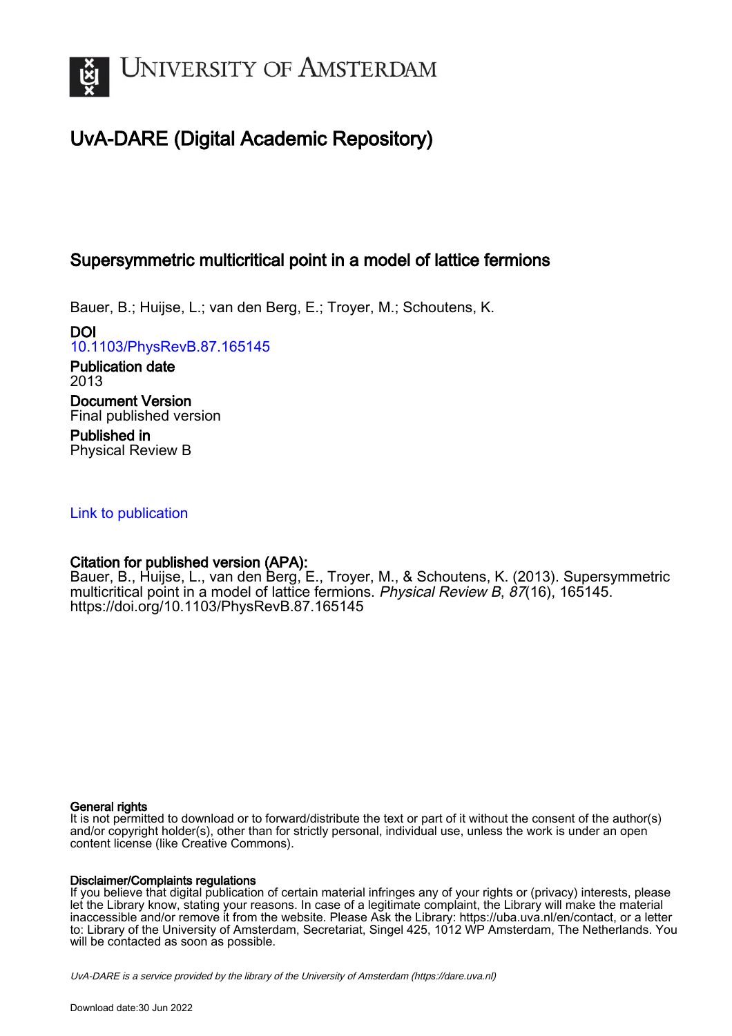# UvA-DARE (Digital Academic Repository)

## Supersymmetric multicritical point in a model of lattice fermions

Bauer, B.; Huijse, L.; van den Berg, E.; Troyer, M.; Schoutens, K.

**DOI**
10.1103/PhysRevB.87.165145

**Publication date**
2013

**Document Version**
Final published version

**Published in**
Physical Review B

Link to publication

**Citation for published version (APA):**
Bauer, B., Huijse, L., van den Berg, E., Troyer, M., & Schoutens, K. (2013). Supersymmetric multicritical point in a model of lattice fermions. *Physical Review B*, *87*(16), 165145. https://doi.org/10.1103/PhysRevB.87.165145

**General rights**
It is not permitted to download or to forward/distribute the text or part of it without the consent of the author(s) and/or copyright holder(s), other than for strictly personal, individual use, unless the work is under an open content license (like Creative Commons).

**Disclaimer/Complaints regulations**
If you believe that digital publication of certain material infringes any of your rights or (privacy) interests, please let the Library know, stating your reasons. In case of a legitimate complaint, the Library will make the material inaccessible and/or remove it from the website. Please Ask the Library: https://uba.uva.nl/en/contact, or a letter to: Library of the University of Amsterdam, Secretariat, Singel 425, 1012 WP Amsterdam, The Netherlands. You will be contacted as soon as possible.

UvA-DARE is a service provided by the library of the University of Amsterdam (https://dare.uva.nl)

Download date:30 Jun 2022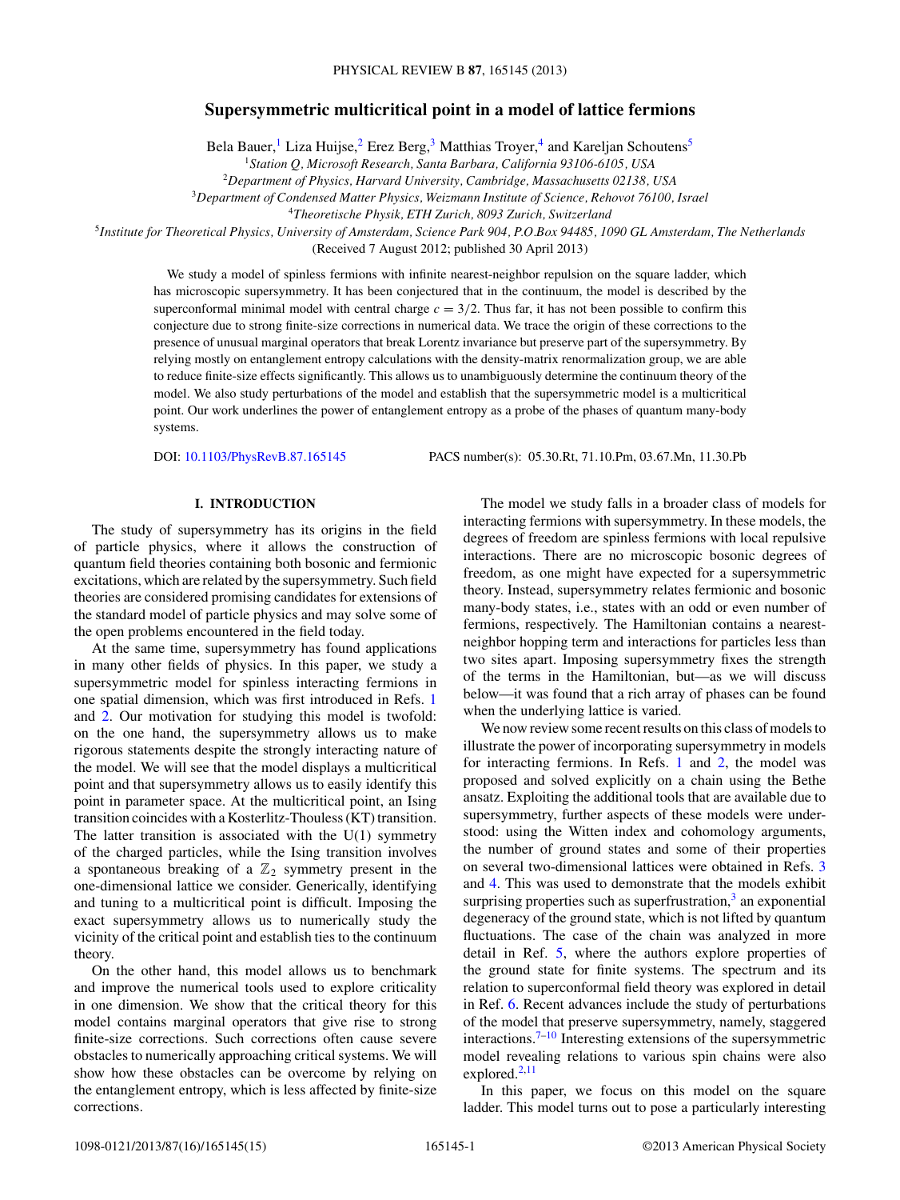# Supersymmetric multicritical point in a model of lattice fermions

Bela Bauer,[1] Liza Huijse,[2] Erez Berg,[3] Matthias Troyer,[4] and Kareljan Schoutens[5]

[1]*Station Q, Microsoft Research, Santa Barbara, California 93106-6105, USA*

[2]*Department of Physics, Harvard University, Cambridge, Massachusetts 02138, USA*

[3]*Department of Condensed Matter Physics, Weizmann Institute of Science, Rehovot 76100, Israel*

[4]*Theoretische Physik, ETH Zurich, 8093 Zurich, Switzerland*

[5]*Institute for Theoretical Physics, University of Amsterdam, Science Park 904, P.O.Box 94485, 1090 GL Amsterdam, The Netherlands*

(Received 7 August 2012; published 30 April 2013)

We study a model of spinless fermions with infinite nearest-neighbor repulsion on the square ladder, which has microscopic supersymmetry. It has been conjectured that in the continuum, the model is described by the superconformal minimal model with central charge $c = 3/2$. Thus far, it has not been possible to confirm this conjecture due to strong finite-size corrections in numerical data. We trace the origin of these corrections to the presence of unusual marginal operators that break Lorentz invariance but preserve part of the supersymmetry. By relying mostly on entanglement entropy calculations with the density-matrix renormalization group, we are able to reduce finite-size effects significantly. This allows us to unambiguously determine the continuum theory of the model. We also study perturbations of the model and establish that the supersymmetric model is a multicritical point. Our work underlines the power of entanglement entropy as a probe of the phases of quantum many-body systems.

DOI: 10.1103/PhysRevB.87.165145 PACS number(s): 05.30.Rt, 71.10.Pm, 03.67.Mn, 11.30.Pb

## I. INTRODUCTION

The study of supersymmetry has its origins in the field of particle physics, where it allows the construction of quantum field theories containing both bosonic and fermionic excitations, which are related by the supersymmetry. Such field theories are considered promising candidates for extensions of the standard model of particle physics and may solve some of the open problems encountered in the field today.

At the same time, supersymmetry has found applications in many other fields of physics. In this paper, we study a supersymmetric model for spinless interacting fermions in one spatial dimension, which was first introduced in Refs. 1 and 2. Our motivation for studying this model is twofold: on the one hand, the supersymmetry allows us to make rigorous statements despite the strongly interacting nature of the model. We will see that the model displays a multicritical point and that supersymmetry allows us to easily identify this point in parameter space. At the multicritical point, an Ising transition coincides with a Kosterlitz-Thouless (KT) transition. The latter transition is associated with the U(1) symmetry of the charged particles, while the Ising transition involves a spontaneous breaking of a $\mathbb{Z}_2$ symmetry present in the one-dimensional lattice we consider. Generically, identifying and tuning to a multicritical point is difficult. Imposing the exact supersymmetry allows us to numerically study the vicinity of the critical point and establish ties to the continuum theory.

On the other hand, this model allows us to benchmark and improve the numerical tools used to explore criticality in one dimension. We show that the critical theory for this model contains marginal operators that give rise to strong finite-size corrections. Such corrections often cause severe obstacles to numerically approaching critical systems. We will show how these obstacles can be overcome by relying on the entanglement entropy, which is less affected by finite-size corrections.

The model we study falls in a broader class of models for interacting fermions with supersymmetry. In these models, the degrees of freedom are spinless fermions with local repulsive interactions. There are no microscopic bosonic degrees of freedom, as one might have expected for a supersymmetric theory. Instead, supersymmetry relates fermionic and bosonic many-body states, i.e., states with an odd or even number of fermions, respectively. The Hamiltonian contains a nearest-neighbor hopping term and interactions for particles less than two sites apart. Imposing supersymmetry fixes the strength of the terms in the Hamiltonian, but—as we will discuss below—it was found that a rich array of phases can be found when the underlying lattice is varied.

We now review some recent results on this class of models to illustrate the power of incorporating supersymmetry in models for interacting fermions. In Refs. 1 and 2, the model was proposed and solved explicitly on a chain using the Bethe ansatz. Exploiting the additional tools that are available due to supersymmetry, further aspects of these models were understood: using the Witten index and cohomology arguments, the number of ground states and some of their properties on several two-dimensional lattices were obtained in Refs. 3 and 4. This was used to demonstrate that the models exhibit surprising properties such as superfrustration,[3] an exponential degeneracy of the ground state, which is not lifted by quantum fluctuations. The case of the chain was analyzed in more detail in Ref. 5, where the authors explore properties of the ground state for finite systems. The spectrum and its relation to superconformal field theory was explored in detail in Ref. 6. Recent advances include the study of perturbations of the model that preserve supersymmetry, namely, staggered interactions.[7–10] Interesting extensions of the supersymmetric model revealing relations to various spin chains were also explored.[2,11]

In this paper, we focus on this model on the square ladder. This model turns out to pose a particularly interesting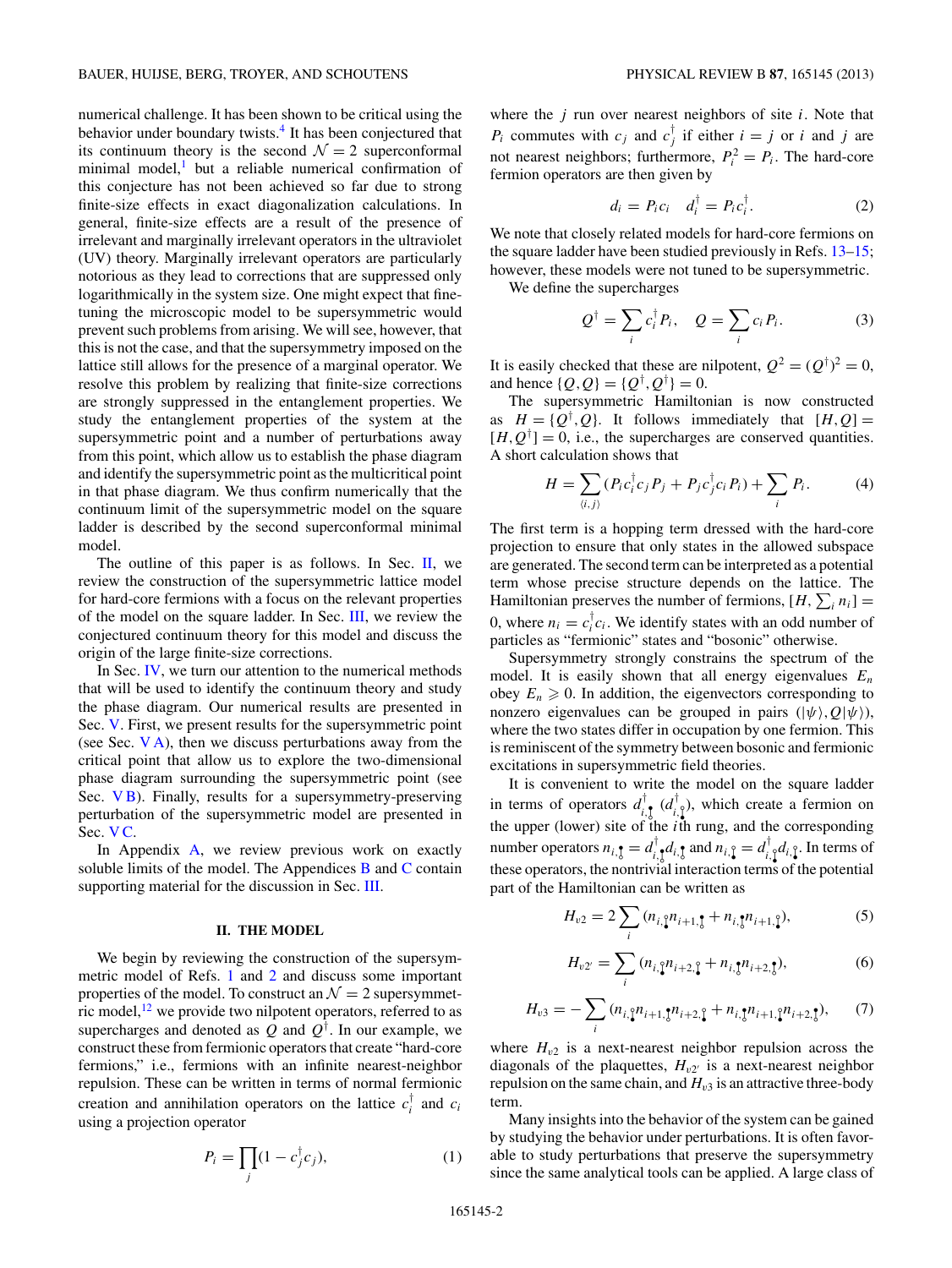numerical challenge. It has been shown to be critical using the behavior under boundary twists.[4] It has been conjectured that its continuum theory is the second $\mathcal{N}=2$ superconformal minimal model,[1] but a reliable numerical confirmation of this conjecture has not been achieved so far due to strong finite-size effects in exact diagonalization calculations. In general, finite-size effects are a result of the presence of irrelevant and marginally irrelevant operators in the ultraviolet (UV) theory. Marginally irrelevant operators are particularly notorious as they lead to corrections that are suppressed only logarithmically in the system size. One might expect that fine-tuning the microscopic model to be supersymmetric would prevent such problems from arising. We will see, however, that this is not the case, and that the supersymmetry imposed on the lattice still allows for the presence of a marginal operator. We resolve this problem by realizing that finite-size corrections are strongly suppressed in the entanglement properties. We study the entanglement properties of the system at the supersymmetric point and a number of perturbations away from this point, which allow us to establish the phase diagram and identify the supersymmetric point as the multicritical point in that phase diagram. We thus confirm numerically that the continuum limit of the supersymmetric model on the square ladder is described by the second superconformal minimal model.

The outline of this paper is as follows. In Sec. II, we review the construction of the supersymmetric lattice model for hard-core fermions with a focus on the relevant properties of the model on the square ladder. In Sec. III, we review the conjectured continuum theory for this model and discuss the origin of the large finite-size corrections.

In Sec. IV, we turn our attention to the numerical methods that will be used to identify the continuum theory and study the phase diagram. Our numerical results are presented in Sec. V. First, we present results for the supersymmetric point (see Sec. V A), then we discuss perturbations away from the critical point that allow us to explore the two-dimensional phase diagram surrounding the supersymmetric point (see Sec. V B). Finally, results for a supersymmetry-preserving perturbation of the supersymmetric model are presented in Sec. V C.

In Appendix A, we review previous work on exactly soluble limits of the model. The Appendices B and C contain supporting material for the discussion in Sec. III.

## II. THE MODEL

We begin by reviewing the construction of the supersymmetric model of Refs. 1 and 2 and discuss some important properties of the model. To construct an $\mathcal{N}=2$ supersymmetric model,[12] we provide two nilpotent operators, referred to as supercharges and denoted as $Q$ and $Q^\dagger$. In our example, we construct these from fermionic operators that create "hard-core fermions," i.e., fermions with an infinite nearest-neighbor repulsion. These can be written in terms of normal fermionic creation and annihilation operators on the lattice $c_i^\dagger$ and $c_i$ using a projection operator

$$P_i = \prod_j (1 - c_j^\dagger c_j), \tag{1}$$

where the $j$ run over nearest neighbors of site $i$. Note that $P_i$ commutes with $c_j$ and $c_j^\dagger$ if either $i=j$ or $i$ and $j$ are not nearest neighbors; furthermore, $P_i^2 = P_i$. The hard-core fermion operators are then given by

$$d_i = P_i c_i \quad d_i^\dagger = P_i c_i^\dagger. \tag{2}$$

We note that closely related models for hard-core fermions on the square ladder have been studied previously in Refs. 13–15; however, these models were not tuned to be supersymmetric.

We define the supercharges

$$Q^\dagger = \sum_i c_i^\dagger P_i, \quad Q = \sum_i c_i P_i. \tag{3}$$

It is easily checked that these are nilpotent, $Q^2 = (Q^\dagger)^2 = 0$, and hence $\{Q,Q\} = \{Q^\dagger, Q^\dagger\} = 0$.

The supersymmetric Hamiltonian is now constructed as $H = \{Q^\dagger, Q\}$. It follows immediately that $[H,Q] = [H,Q^\dagger] = 0$, i.e., the supercharges are conserved quantities. A short calculation shows that

$$H = \sum_{\langle i,j\rangle} (P_i c_i^\dagger c_j P_j + P_j c_j^\dagger c_i P_i) + \sum_i P_i. \tag{4}$$

The first term is a hopping term dressed with the hard-core projection to ensure that only states in the allowed subspace are generated. The second term can be interpreted as a potential term whose precise structure depends on the lattice. The Hamiltonian preserves the number of fermions, $[H, \sum_i n_i] = 0$, where $n_i = c_i^\dagger c_i$. We identify states with an odd number of particles as "fermionic" states and "bosonic" otherwise.

Supersymmetry strongly constrains the spectrum of the model. It is easily shown that all energy eigenvalues $E_n$ obey $E_n \geqslant 0$. In addition, the eigenvectors corresponding to nonzero eigenvalues can be grouped in pairs $(|\psi\rangle, Q|\psi\rangle)$, where the two states differ in occupation by one fermion. This is reminiscent of the symmetry between bosonic and fermionic excitations in supersymmetric field theories.

It is convenient to write the model on the square ladder in terms of operators $d^\dagger_{i,\substack{\bullet\\\circ}}$ ($d^\dagger_{i,\substack{\circ\\\bullet}}$), which create a fermion on the upper (lower) site of the $i$th rung, and the corresponding number operators $n_{i,\substack{\bullet\\\circ}} = d^\dagger_{i,\substack{\bullet\\\circ}} d_{i,\substack{\bullet\\\circ}}$ and $n_{i,\substack{\circ\\\bullet}} = d^\dagger_{i,\substack{\circ\\\bullet}} d_{i,\substack{\circ\\\bullet}}$. In terms of these operators, the nontrivial interaction terms of the potential part of the Hamiltonian can be written as

$$H_{v2} = 2\sum_i (n_{i,\substack{\circ\\\bullet}} n_{i+1,\substack{\bullet\\\circ}} + n_{i,\substack{\bullet\\\circ}} n_{i+1,\substack{\circ\\\bullet}}), \tag{5}$$

$$H_{v2'} = \sum_i (n_{i,\substack{\circ\\\bullet}} n_{i+2,\substack{\circ\\\bullet}} + n_{i,\substack{\bullet\\\circ}} n_{i+2,\substack{\bullet\\\circ}}), \tag{6}$$

$$H_{v3} = -\sum_i (n_{i,\substack{\circ\\\bullet}} n_{i+1,\substack{\bullet\\\circ}} n_{i+2,\substack{\circ\\\bullet}} + n_{i,\substack{\bullet\\\circ}} n_{i+1,\substack{\circ\\\bullet}} n_{i+2,\substack{\bullet\\\circ}}), \tag{7}$$

where $H_{v2}$ is a next-nearest neighbor repulsion across the diagonals of the plaquettes, $H_{v2'}$ is a next-nearest neighbor repulsion on the same chain, and $H_{v3}$ is an attractive three-body term.

Many insights into the behavior of the system can be gained by studying the behavior under perturbations. It is often favorable to study perturbations that preserve the supersymmetry since the same analytical tools can be applied. A large class of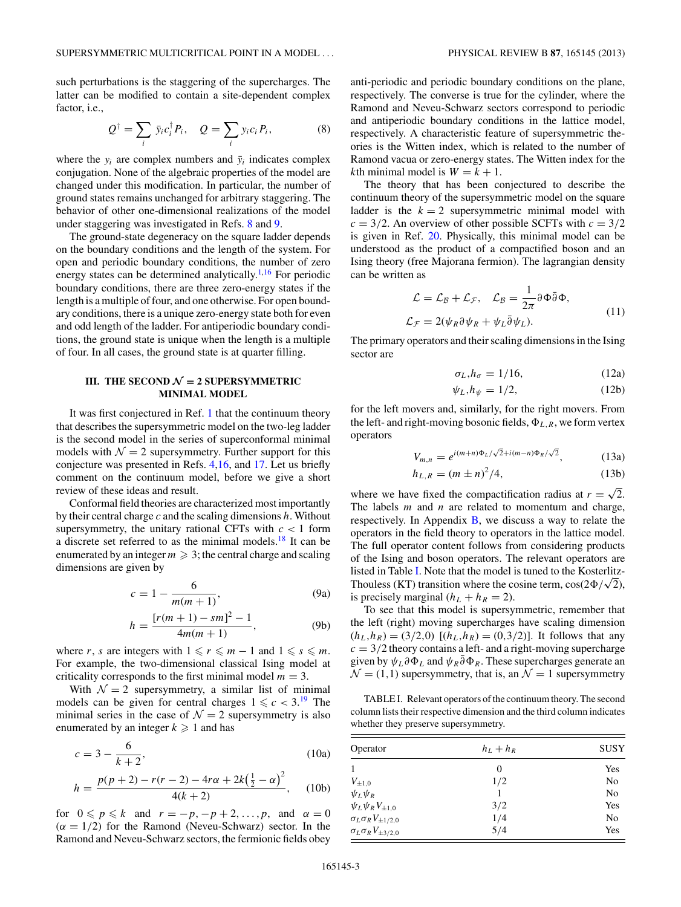such perturbations is the staggering of the supercharges. The latter can be modified to contain a site-dependent complex factor, i.e.,

$$Q^\dagger = \sum_i \bar{y}_i c_i^\dagger P_i, \quad Q = \sum_i y_i c_i P_i, \tag{8}$$

where the $y_i$ are complex numbers and $\bar{y}_i$ indicates complex conjugation. None of the algebraic properties of the model are changed under this modification. In particular, the number of ground states remains unchanged for arbitrary staggering. The behavior of other one-dimensional realizations of the model under staggering was investigated in Refs. 8 and 9.

The ground-state degeneracy on the square ladder depends on the boundary conditions and the length of the system. For open and periodic boundary conditions, the number of zero energy states can be determined analytically.[1,16] For periodic boundary conditions, there are three zero-energy states if the length is a multiple of four, and one otherwise. For open boundary conditions, there is a unique zero-energy state both for even and odd length of the ladder. For antiperiodic boundary conditions, the ground state is unique when the length is a multiple of four. In all cases, the ground state is at quarter filling.

## III. THE SECOND $\mathcal{N} = 2$ SUPERSYMMETRIC MINIMAL MODEL

It was first conjectured in Ref. 1 that the continuum theory that describes the supersymmetric model on the two-leg ladder is the second model in the series of superconformal minimal models with $\mathcal{N} = 2$ supersymmetry. Further support for this conjecture was presented in Refs. 4,16, and 17. Let us briefly comment on the continuum model, before we give a short review of these ideas and result.

Conformal field theories are characterized most importantly by their central charge $c$ and the scaling dimensions $h$. Without supersymmetry, the unitary rational CFTs with $c < 1$ form a discrete set referred to as the minimal models.[18] It can be enumerated by an integer $m \geqslant 3$; the central charge and scaling dimensions are given by

$$c = 1 - \frac{6}{m(m+1)}, \tag{9a}$$

$$h = \frac{[r(m+1) - sm]^2 - 1}{4m(m+1)}, \tag{9b}$$

where $r$, $s$ are integers with $1 \leqslant r \leqslant m-1$ and $1 \leqslant s \leqslant m$. For example, the two-dimensional classical Ising model at criticality corresponds to the first minimal model $m = 3$.

With $\mathcal{N} = 2$ supersymmetry, a similar list of minimal models can be given for central charges $1 \leqslant c < 3$.[19] The minimal series in the case of $\mathcal{N} = 2$ supersymmetry is also enumerated by an integer $k \geqslant 1$ and has

$$c = 3 - \frac{6}{k+2}, \tag{10a}$$

$$h = \frac{p(p+2) - r(r-2) - 4r\alpha + 2k\left(\frac{1}{2} - \alpha\right)^2}{4(k+2)}, \tag{10b}$$

for $0 \leqslant p \leqslant k$ and $r = -p, -p+2, \ldots, p$, and $\alpha = 0$ ($\alpha = 1/2$) for the Ramond (Neveu-Schwarz) sector. In the Ramond and Neveu-Schwarz sectors, the fermionic fields obey anti-periodic and periodic boundary conditions on the plane, respectively. The converse is true for the cylinder, where the Ramond and Neveu-Schwarz sectors correspond to periodic and antiperiodic boundary conditions in the lattice model, respectively. A characteristic feature of supersymmetric theories is the Witten index, which is related to the number of Ramond vacua or zero-energy states. The Witten index for the $k$th minimal model is $W = k + 1$.

The theory that has been conjectured to describe the continuum theory of the supersymmetric model on the square ladder is the $k = 2$ supersymmetric minimal model with $c = 3/2$. An overview of other possible SCFTs with $c = 3/2$ is given in Ref. 20. Physically, this minimal model can be understood as the product of a compactified boson and an Ising theory (free Majorana fermion). The lagrangian density can be written as

$$\mathcal{L} = \mathcal{L}_\mathcal{B} + \mathcal{L}_\mathcal{F}, \quad \mathcal{L}_\mathcal{B} = \frac{1}{2\pi}\partial\Phi\bar{\partial}\Phi,$$
$$\mathcal{L}_\mathcal{F} = 2(\psi_R\partial\psi_R + \psi_L\bar{\partial}\psi_L). \tag{11}$$

The primary operators and their scaling dimensions in the Ising sector are

$$\sigma_L, h_\sigma = 1/16, \tag{12a}$$

$$\psi_L, h_\psi = 1/2, \tag{12b}$$

for the left movers and, similarly, for the right movers. From the left- and right-moving bosonic fields, $\Phi_{L,R}$, we form vertex operators

$$V_{m,n} = e^{i(m+n)\Phi_L/\sqrt{2} + i(m-n)\Phi_R/\sqrt{2}}, \tag{13a}$$

$$h_{L,R} = (m \pm n)^2/4, \tag{13b}$$

where we have fixed the compactification radius at $r = \sqrt{2}$. The labels $m$ and $n$ are related to momentum and charge, respectively. In Appendix B, we discuss a way to relate the operators in the field theory to operators in the lattice model. The full operator content follows from considering products of the Ising and boson operators. The relevant operators are listed in Table I. Note that the model is tuned to the Kosterlitz-Thouless (KT) transition where the cosine term, $\cos(2\Phi/\sqrt{2})$, is precisely marginal ($h_L + h_R = 2$).

To see that this model is supersymmetric, remember that the left (right) moving supercharges have scaling dimension $(h_L, h_R) = (3/2, 0)$ [$(h_L, h_R) = (0, 3/2)$]. It follows that any $c = 3/2$ theory contains a left- and a right-moving supercharge given by $\psi_L\partial\Phi_L$ and $\psi_R\bar{\partial}\Phi_R$. These supercharges generate an $\mathcal{N} = (1,1)$ supersymmetry, that is, an $\mathcal{N} = 1$ supersymmetry

TABLE I. Relevant operators of the continuum theory. The second column lists their respective dimension and the third column indicates whether they preserve supersymmetry.

| Operator | $h_L + h_R$ | SUSY |
|---|---|---|
| $1$ | 0 | Yes |
| $V_{\pm 1,0}$ | 1/2 | No |
| $\psi_L\psi_R$ | 1 | No |
| $\psi_L\psi_R V_{\pm 1,0}$ | 3/2 | Yes |
| $\sigma_L\sigma_R V_{\pm 1/2,0}$ | 1/4 | No |
| $\sigma_L\sigma_R V_{\pm 3/2,0}$ | 5/4 | Yes |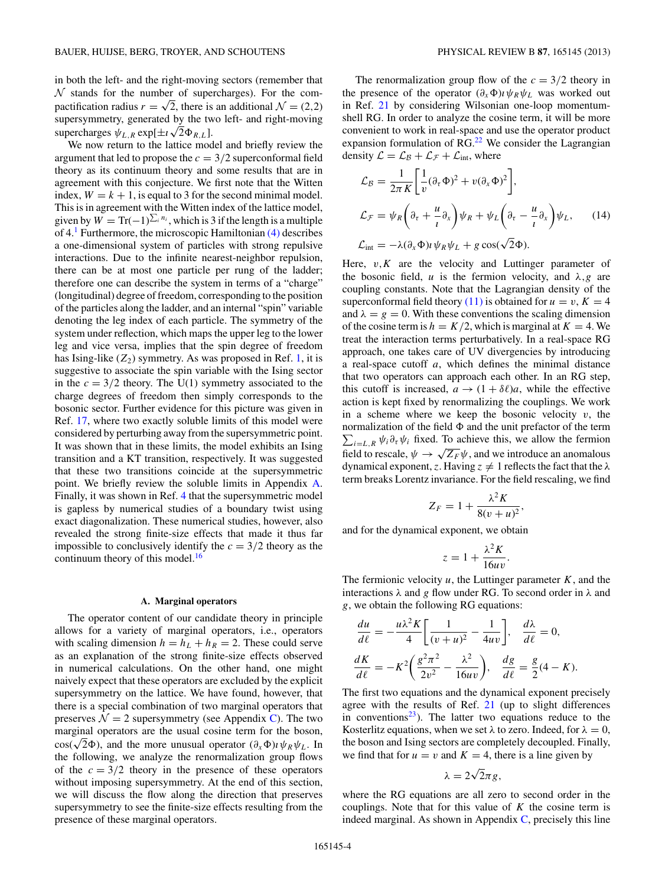in both the left- and the right-moving sectors (remember that $\mathcal{N}$ stands for the number of supercharges). For the compactification radius $r = \sqrt{2}$, there is an additional $\mathcal{N} = (2,2)$ supersymmetry, generated by the two left- and right-moving supercharges $\psi_{L,R} \exp[\pm \imath \sqrt{2} \Phi_{R,L}]$.

We now return to the lattice model and briefly review the argument that led to propose the $c = 3/2$ superconformal field theory as its continuum theory and some results that are in agreement with this conjecture. We first note that the Witten index, $W = k + 1$, is equal to 3 for the second minimal model. This is in agreement with the Witten index of the lattice model, given by $W = \mathrm{Tr}(-1)^{\sum_i n_i}$, which is 3 if the length is a multiple of 4.[1] Furthermore, the microscopic Hamiltonian (4) describes a one-dimensional system of particles with strong repulsive interactions. Due to the infinite nearest-neighbor repulsion, there can be at most one particle per rung of the ladder; therefore one can describe the system in terms of a "charge" (longitudinal) degree of freedom, corresponding to the position of the particles along the ladder, and an internal "spin" variable denoting the leg index of each particle. The symmetry of the system under reflection, which maps the upper leg to the lower leg and vice versa, implies that the spin degree of freedom has Ising-like ($Z_2$) symmetry. As was proposed in Ref. 1, it is suggestive to associate the spin variable with the Ising sector in the $c = 3/2$ theory. The U(1) symmetry associated to the charge degrees of freedom then simply corresponds to the bosonic sector. Further evidence for this picture was given in Ref. 17, where two exactly soluble limits of this model were considered by perturbing away from the supersymmetric point. It was shown that in these limits, the model exhibits an Ising transition and a KT transition, respectively. It was suggested that these two transitions coincide at the supersymmetric point. We briefly review the soluble limits in Appendix A. Finally, it was shown in Ref. 4 that the supersymmetric model is gapless by numerical studies of a boundary twist using exact diagonalization. These numerical studies, however, also revealed the strong finite-size effects that made it thus far impossible to conclusively identify the $c = 3/2$ theory as the continuum theory of this model.[16]

### A. Marginal operators

The operator content of our candidate theory in principle allows for a variety of marginal operators, i.e., operators with scaling dimension $h = h_L + h_R = 2$. These could serve as an explanation of the strong finite-size effects observed in numerical calculations. On the other hand, one might naively expect that these operators are excluded by the explicit supersymmetry on the lattice. We have found, however, that there is a special combination of two marginal operators that preserves $\mathcal{N} = 2$ supersymmetry (see Appendix C). The two marginal operators are the usual cosine term for the boson, $\cos(\sqrt{2}\Phi)$, and the more unusual operator $(\partial_x \Phi)\imath \psi_R \psi_L$. In the following, we analyze the renormalization group flows of the $c = 3/2$ theory in the presence of these operators without imposing supersymmetry. At the end of this section, we will discuss the flow along the direction that preserves supersymmetry to see the finite-size effects resulting from the presence of these marginal operators.

The renormalization group flow of the $c = 3/2$ theory in the presence of the operator $(\partial_x \Phi)\imath \psi_R \psi_L$ was worked out in Ref. 21 by considering Wilsonian one-loop momentum-shell RG. In order to analyze the cosine term, it will be more convenient to work in real-space and use the operator product expansion formulation of RG.[22] We consider the Lagrangian density $\mathcal{L} = \mathcal{L}_\mathcal{B} + \mathcal{L}_\mathcal{F} + \mathcal{L}_{\text{int}}$, where

$$
\begin{aligned}
\mathcal{L}_\mathcal{B} &= \frac{1}{2\pi K}\left[\frac{1}{v}(\partial_\tau \Phi)^2 + v(\partial_x \Phi)^2\right], \\
\mathcal{L}_\mathcal{F} &= \psi_R\left(\partial_\tau + \frac{u}{\imath}\partial_x\right)\psi_R + \psi_L\left(\partial_\tau - \frac{u}{\imath}\partial_x\right)\psi_L, \qquad (14) \\
\mathcal{L}_{\text{int}} &= -\lambda(\partial_x \Phi)\imath \psi_R \psi_L + g\cos(\sqrt{2}\Phi).
\end{aligned}
$$

Here, $v,K$ are the velocity and Luttinger parameter of the bosonic field, $u$ is the fermion velocity, and $\lambda, g$ are coupling constants. Note that the Lagrangian density of the superconformal field theory (11) is obtained for $u = v$, $K = 4$ and $\lambda = g = 0$. With these conventions the scaling dimension of the cosine term is $h = K/2$, which is marginal at $K = 4$. We treat the interaction terms perturbatively. In a real-space RG approach, one takes care of UV divergencies by introducing a real-space cutoff $a$, which defines the minimal distance that two operators can approach each other. In an RG step, this cutoff is increased, $a \to (1 + \delta\ell)a$, while the effective action is kept fixed by renormalizing the couplings. We work in a scheme where we keep the bosonic velocity $v$, the normalization of the field $\Phi$ and the unit prefactor of the term $\sum_{i=L,R} \psi_i \partial_\tau \psi_i$ fixed. To achieve this, we allow the fermion field to rescale, $\psi \to \sqrt{Z_F}\psi$, and we introduce an anomalous dynamical exponent, $z$. Having $z \neq 1$ reflects the fact that the $\lambda$ term breaks Lorentz invariance. For the field rescaling, we find

$$
Z_F = 1 + \frac{\lambda^2 K}{8(v+u)^2},
$$

and for the dynamical exponent, we obtain

$$
z = 1 + \frac{\lambda^2 K}{16uv}.
$$

The fermionic velocity $u$, the Luttinger parameter $K$, and the interactions $\lambda$ and $g$ flow under RG. To second order in $\lambda$ and $g$, we obtain the following RG equations:

$$
\begin{aligned}
\frac{du}{d\ell} &= -\frac{u\lambda^2 K}{4}\left[\frac{1}{(v+u)^2} - \frac{1}{4uv}\right], \quad \frac{d\lambda}{d\ell} = 0, \\
\frac{dK}{d\ell} &= -K^2\left(\frac{g^2\pi^2}{2v^2} - \frac{\lambda^2}{16uv}\right), \quad \frac{dg}{d\ell} = \frac{g}{2}(4-K).
\end{aligned}
$$

The first two equations and the dynamical exponent precisely agree with the results of Ref. 21 (up to slight differences in conventions[23]). The latter two equations reduce to the Kosterlitz equations, when we set $\lambda$ to zero. Indeed, for $\lambda = 0$, the boson and Ising sectors are completely decoupled. Finally, we find that for $u = v$ and $K = 4$, there is a line given by

$$
\lambda = 2\sqrt{2}\pi g,
$$

where the RG equations are all zero to second order in the couplings. Note that for this value of $K$ the cosine term is indeed marginal. As shown in Appendix C, precisely this line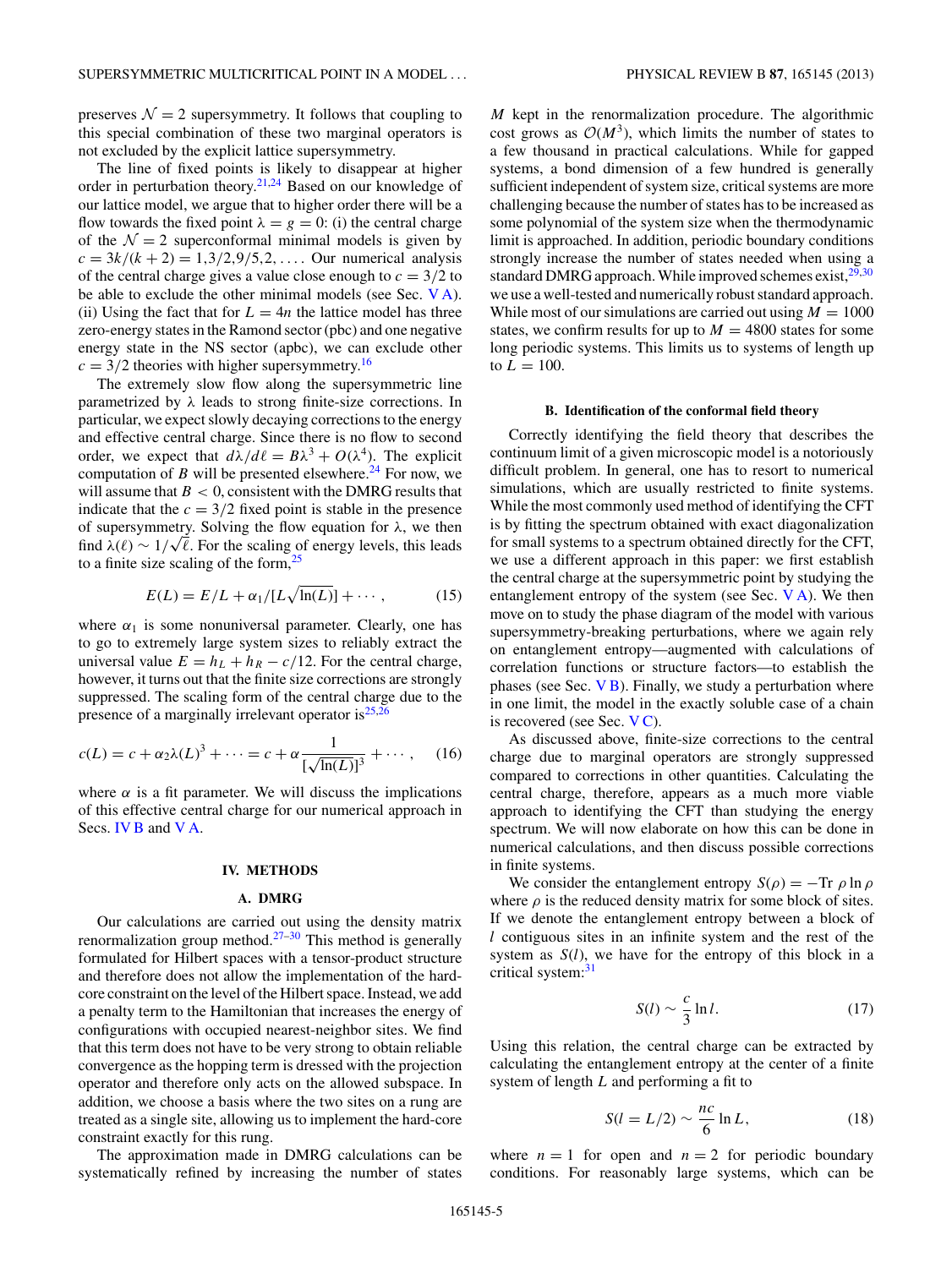preserves $\mathcal{N}=2$ supersymmetry. It follows that coupling to this special combination of these two marginal operators is not excluded by the explicit lattice supersymmetry.

The line of fixed points is likely to disappear at higher order in perturbation theory.[21,24] Based on our knowledge of our lattice model, we argue that to higher order there will be a flow towards the fixed point $\lambda = g = 0$: (i) the central charge of the $\mathcal{N}=2$ superconformal minimal models is given by $c = 3k/(k+2) = 1, 3/2, 9/5, 2, \ldots$. Our numerical analysis of the central charge gives a value close enough to $c = 3/2$ to be able to exclude the other minimal models (see Sec. V A). (ii) Using the fact that for $L = 4n$ the lattice model has three zero-energy states in the Ramond sector (pbc) and one negative energy state in the NS sector (apbc), we can exclude other $c = 3/2$ theories with higher supersymmetry.[16]

The extremely slow flow along the supersymmetric line parametrized by $\lambda$ leads to strong finite-size corrections. In particular, we expect slowly decaying corrections to the energy and effective central charge. Since there is no flow to second order, we expect that $d\lambda/d\ell = B\lambda^3 + O(\lambda^4)$. The explicit computation of $B$ will be presented elsewhere.[24] For now, we will assume that $B < 0$, consistent with the DMRG results that indicate that the $c = 3/2$ fixed point is stable in the presence of supersymmetry. Solving the flow equation for $\lambda$, we then find $\lambda(\ell) \sim 1/\sqrt{\ell}$. For the scaling of energy levels, this leads to a finite size scaling of the form,[25]

$$E(L) = E/L + \alpha_1/[L\sqrt{\ln(L)}] + \cdots, \tag{15}$$

where $\alpha_1$ is some nonuniversal parameter. Clearly, one has to go to extremely large system sizes to reliably extract the universal value $E = h_L + h_R - c/12$. For the central charge, however, it turns out that the finite size corrections are strongly suppressed. The scaling form of the central charge due to the presence of a marginally irrelevant operator is[25,26]

$$c(L) = c + \alpha_2 \lambda(L)^3 + \cdots = c + \alpha \frac{1}{[\sqrt{\ln(L)}]^3} + \cdots, \tag{16}$$

where $\alpha$ is a fit parameter. We will discuss the implications of this effective central charge for our numerical approach in Secs. IV B and V A.

## IV. METHODS

### A. DMRG

Our calculations are carried out using the density matrix renormalization group method.[27–30] This method is generally formulated for Hilbert spaces with a tensor-product structure and therefore does not allow the implementation of the hard-core constraint on the level of the Hilbert space. Instead, we add a penalty term to the Hamiltonian that increases the energy of configurations with occupied nearest-neighbor sites. We find that this term does not have to be very strong to obtain reliable convergence as the hopping term is dressed with the projection operator and therefore only acts on the allowed subspace. In addition, we choose a basis where the two sites on a rung are treated as a single site, allowing us to implement the hard-core constraint exactly for this rung.

The approximation made in DMRG calculations can be systematically refined by increasing the number of states $M$ kept in the renormalization procedure. The algorithmic cost grows as $\mathcal{O}(M^3)$, which limits the number of states to a few thousand in practical calculations. While for gapped systems, a bond dimension of a few hundred is generally sufficient independent of system size, critical systems are more challenging because the number of states has to be increased as some polynomial of the system size when the thermodynamic limit is approached. In addition, periodic boundary conditions strongly increase the number of states needed when using a standard DMRG approach. While improved schemes exist,[29,30] we use a well-tested and numerically robust standard approach. While most of our simulations are carried out using $M = 1000$ states, we confirm results for up to $M = 4800$ states for some long periodic systems. This limits us to systems of length up to $L = 100$.

### B. Identification of the conformal field theory

Correctly identifying the field theory that describes the continuum limit of a given microscopic model is a notoriously difficult problem. In general, one has to resort to numerical simulations, which are usually restricted to finite systems. While the most commonly used method of identifying the CFT is by fitting the spectrum obtained with exact diagonalization for small systems to a spectrum obtained directly for the CFT, we use a different approach in this paper: we first establish the central charge at the supersymmetric point by studying the entanglement entropy of the system (see Sec. V A). We then move on to study the phase diagram of the model with various supersymmetry-breaking perturbations, where we again rely on entanglement entropy—augmented with calculations of correlation functions or structure factors—to establish the phases (see Sec. V B). Finally, we study a perturbation where in one limit, the model in the exactly soluble case of a chain is recovered (see Sec. V C).

As discussed above, finite-size corrections to the central charge due to marginal operators are strongly suppressed compared to corrections in other quantities. Calculating the central charge, therefore, appears as a much more viable approach to identifying the CFT than studying the energy spectrum. We will now elaborate on how this can be done in numerical calculations, and then discuss possible corrections in finite systems.

We consider the entanglement entropy $S(\rho) = -\mathrm{Tr}\, \rho \ln \rho$ where $\rho$ is the reduced density matrix for some block of sites. If we denote the entanglement entropy between a block of $l$ contiguous sites in an infinite system and the rest of the system as $S(l)$, we have for the entropy of this block in a critical system:[31]

$$S(l) \sim \frac{c}{3} \ln l. \tag{17}$$

Using this relation, the central charge can be extracted by calculating the entanglement entropy at the center of a finite system of length $L$ and performing a fit to

$$S(l = L/2) \sim \frac{nc}{6} \ln L, \tag{18}$$

where $n = 1$ for open and $n = 2$ for periodic boundary conditions. For reasonably large systems, which can be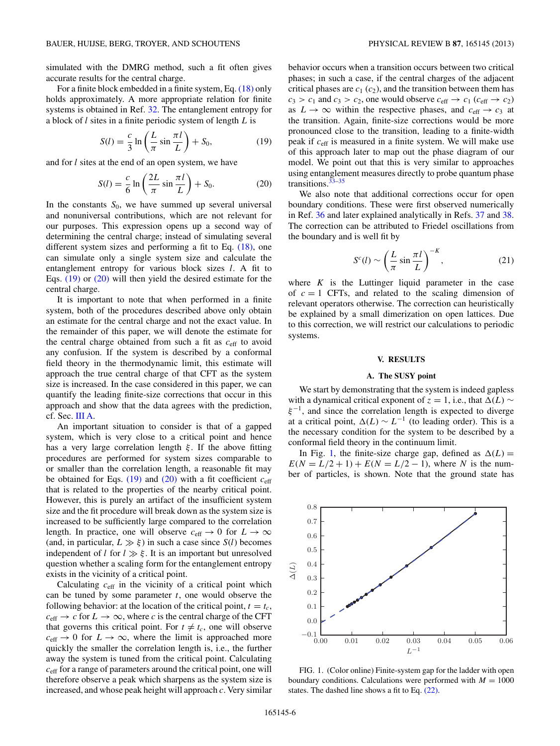simulated with the DMRG method, such a fit often gives accurate results for the central charge.

For a finite block embedded in a finite system, Eq. (18) only holds approximately. A more appropriate relation for finite systems is obtained in Ref. 32. The entanglement entropy for a block of $l$ sites in a finite periodic system of length $L$ is

$$S(l) = \frac{c}{3} \ln\left(\frac{L}{\pi} \sin \frac{\pi l}{L}\right) + S_0, \tag{19}$$

and for $l$ sites at the end of an open system, we have

$$S(l) = \frac{c}{6} \ln\left(\frac{2L}{\pi} \sin \frac{\pi l}{L}\right) + S_0. \tag{20}$$

In the constants $S_0$, we have summed up several universal and nonuniversal contributions, which are not relevant for our purposes. This expression opens up a second way of determining the central charge; instead of simulating several different system sizes and performing a fit to Eq. (18), one can simulate only a single system size and calculate the entanglement entropy for various block sizes $l$. A fit to Eqs. (19) or (20) will then yield the desired estimate for the central charge.

It is important to note that when performed in a finite system, both of the procedures described above only obtain an estimate for the central charge and not the exact value. In the remainder of this paper, we will denote the estimate for the central charge obtained from such a fit as $c_{\text{eff}}$ to avoid any confusion. If the system is described by a conformal field theory in the thermodynamic limit, this estimate will approach the true central charge of that CFT as the system size is increased. In the case considered in this paper, we can quantify the leading finite-size corrections that occur in this approach and show that the data agrees with the prediction, cf. Sec. III A.

An important situation to consider is that of a gapped system, which is very close to a critical point and hence has a very large correlation length $\xi$. If the above fitting procedures are performed for system sizes comparable to or smaller than the correlation length, a reasonable fit may be obtained for Eqs. (19) and (20) with a fit coefficient $c_{\text{eff}}$ that is related to the properties of the nearby critical point. However, this is purely an artifact of the insufficient system size and the fit procedure will break down as the system size is increased to be sufficiently large compared to the correlation length. In practice, one will observe $c_{\text{eff}} \to 0$ for $L \to \infty$ (and, in particular, $L \gg \xi$) in such a case since $S(l)$ becomes independent of $l$ for $l \gg \xi$. It is an important but unresolved question whether a scaling form for the entanglement entropy exists in the vicinity of a critical point.

Calculating $c_{\text{eff}}$ in the vicinity of a critical point which can be tuned by some parameter $t$, one would observe the following behavior: at the location of the critical point, $t = t_c$, $c_{\text{eff}} \to c$ for $L \to \infty$, where $c$ is the central charge of the CFT that governs this critical point. For $t \neq t_c$, one will observe $c_{\text{eff}} \to 0$ for $L \to \infty$, where the limit is approached more quickly the smaller the correlation length is, i.e., the further away the system is tuned from the critical point. Calculating $c_{\text{eff}}$ for a range of parameters around the critical point, one will therefore observe a peak which sharpens as the system size is increased, and whose peak height will approach $c$. Very similar behavior occurs when a transition occurs between two critical phases; in such a case, if the central charges of the adjacent critical phases are $c_1$ ($c_2$), and the transition between them has $c_3 > c_1$ and $c_3 > c_2$, one would observe $c_{\text{eff}} \to c_1$ ($c_{\text{eff}} \to c_2$) as $L \to \infty$ within the respective phases, and $c_{\text{eff}} \to c_3$ at the transition. Again, finite-size corrections would be more pronounced close to the transition, leading to a finite-width peak if $c_{\text{eff}}$ is measured in a finite system. We will make use of this approach later to map out the phase diagram of our model. We point out that this is very similar to approaches using entanglement measures directly to probe quantum phase transitions.[33–35]

We also note that additional corrections occur for open boundary conditions. These were first observed numerically in Ref. 36 and later explained analytically in Refs. 37 and 38. The correction can be attributed to Friedel oscillations from the boundary and is well fit by

$$S^c(l) \sim \left(\frac{L}{\pi} \sin \frac{\pi l}{L}\right)^{-K}, \tag{21}$$

where $K$ is the Luttinger liquid parameter in the case of $c = 1$ CFTs, and related to the scaling dimension of relevant operators otherwise. The correction can heuristically be explained by a small dimerization on open lattices. Due to this correction, we will restrict our calculations to periodic systems.

## V. RESULTS

### A. The SUSY point

We start by demonstrating that the system is indeed gapless with a dynamical critical exponent of $z = 1$, i.e., that $\Delta(L) \sim \xi^{-1}$, and since the correlation length is expected to diverge at a critical point, $\Delta(L) \sim L^{-1}$ (to leading order). This is the necessary condition for the system to be described by a conformal field theory in the continuum limit.

In Fig. 1, the finite-size charge gap, defined as $\Delta(L) = E(N = L/2 + 1) + E(N = L/2 - 1)$, where $N$ is the number of particles, is shown. Note that the ground state has

FIG. 1. (Color online) Finite-system gap for the ladder with open boundary conditions. Calculations were performed with $M = 1000$ states. The dashed line shows a fit to Eq. (22).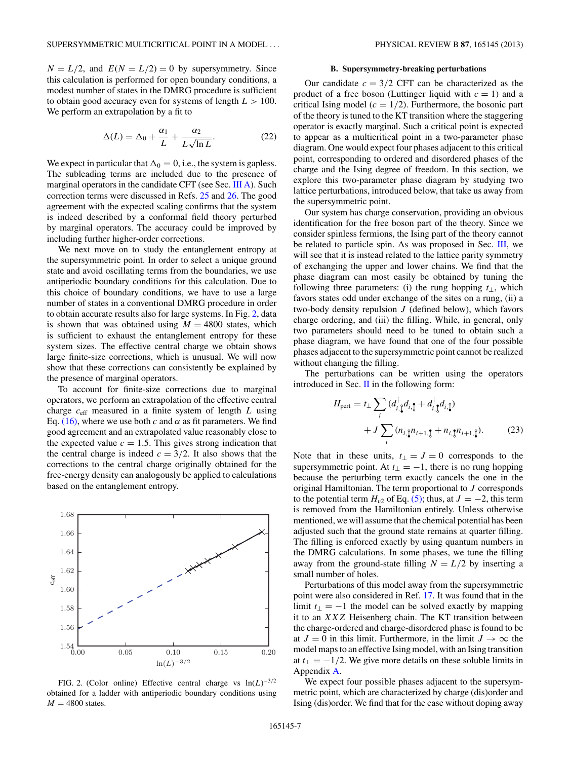$N = L/2$, and $E(N = L/2) = 0$ by supersymmetry. Since this calculation is performed for open boundary conditions, a modest number of states in the DMRG procedure is sufficient to obtain good accuracy even for systems of length $L > 100$. We perform an extrapolation by a fit to

$$\Delta(L) = \Delta_0 + \frac{\alpha_1}{L} + \frac{\alpha_2}{L\sqrt{\ln L}}. \tag{22}$$

We expect in particular that $\Delta_0 = 0$, i.e., the system is gapless. The subleading terms are included due to the presence of marginal operators in the candidate CFT (see Sec. III A). Such correction terms were discussed in Refs. 25 and 26. The good agreement with the expected scaling confirms that the system is indeed described by a conformal field theory perturbed by marginal operators. The accuracy could be improved by including further higher-order corrections.

We next move on to study the entanglement entropy at the supersymmetric point. In order to select a unique ground state and avoid oscillating terms from the boundaries, we use antiperiodic boundary conditions for this calculation. Due to this choice of boundary conditions, we have to use a large number of states in a conventional DMRG procedure in order to obtain accurate results also for large systems. In Fig. 2, data is shown that was obtained using $M = 4800$ states, which is sufficient to exhaust the entanglement entropy for these system sizes. The effective central charge we obtain shows large finite-size corrections, which is unusual. We will now show that these corrections can consistently be explained by the presence of marginal operators.

To account for finite-size corrections due to marginal operators, we perform an extrapolation of the effective central charge $c_{\text{eff}}$ measured in a finite system of length $L$ using Eq. (16), where we use both $c$ and $\alpha$ as fit parameters. We find good agreement and an extrapolated value reasonably close to the expected value $c = 1.5$. This gives strong indication that the central charge is indeed $c = 3/2$. It also shows that the corrections to the central charge originally obtained for the free-energy density can analogously be applied to calculations based on the entanglement entropy.

FIG. 2. (Color online) Effective central charge vs $\ln(L)^{-3/2}$ obtained for a ladder with antiperiodic boundary conditions using $M = 4800$ states.

### B. Supersymmetry-breaking perturbations

Our candidate $c = 3/2$ CFT can be characterized as the product of a free boson (Luttinger liquid with $c = 1$) and a critical Ising model ($c = 1/2$). Furthermore, the bosonic part of the theory is tuned to the KT transition where the staggering operator is exactly marginal. Such a critical point is expected to appear as a multicritical point in a two-parameter phase diagram. One would expect four phases adjacent to this critical point, corresponding to ordered and disordered phases of the charge and the Ising degree of freedom. In this section, we explore this two-parameter phase diagram by studying two lattice perturbations, introduced below, that take us away from the supersymmetric point.

Our system has charge conservation, providing an obvious identification for the free boson part of the theory. Since we consider spinless fermions, the Ising part of the theory cannot be related to particle spin. As was proposed in Sec. III, we will see that it is instead related to the lattice parity symmetry of exchanging the upper and lower chains. We find that the phase diagram can most easily be obtained by tuning the following three parameters: (i) the rung hopping $t_\perp$, which favors states odd under exchange of the sites on a rung, (ii) a two-body density repulsion $J$ (defined below), which favors charge ordering, and (iii) the filling. While, in general, only two parameters should need to be tuned to obtain such a phase diagram, we have found that one of the four possible phases adjacent to the supersymmetric point cannot be realized without changing the filling.

The perturbations can be written using the operators introduced in Sec. II in the following form:

$$\begin{aligned} H_{\text{pert}} = t_\perp \sum_i \big(d^\dagger_{i,\circ\bullet} d_{i,\bullet\circ} + d^\dagger_{i,\bullet\circ} d_{i,\circ\bullet}\big) \\ + J \sum_i \big(n_{i,\circ\bullet} n_{i+1,\bullet\circ} + n_{i,\bullet\circ} n_{i+1,\circ\bullet}\big). \end{aligned} \tag{23}$$

Note that in these units, $t_\perp = J = 0$ corresponds to the supersymmetric point. At $t_\perp = -1$, there is no rung hopping because the perturbing term exactly cancels the one in the original Hamiltonian. The term proportional to $J$ corresponds to the potential term $H_{v2}$ of Eq. (5); thus, at $J = -2$, this term is removed from the Hamiltonian entirely. Unless otherwise mentioned, we will assume that the chemical potential has been adjusted such that the ground state remains at quarter filling. The filling is enforced exactly by using quantum numbers in the DMRG calculations. In some phases, we tune the filling away from the ground-state filling $N = L/2$ by inserting a small number of holes.

Perturbations of this model away from the supersymmetric point were also considered in Ref. 17. It was found that in the limit $t_\perp = -1$ the model can be solved exactly by mapping it to an $XXZ$ Heisenberg chain. The KT transition between the charge-ordered and charge-disordered phase is found to be at $J = 0$ in this limit. Furthermore, in the limit $J \to \infty$ the model maps to an effective Ising model, with an Ising transition at $t_\perp = -1/2$. We give more details on these soluble limits in Appendix A.

We expect four possible phases adjacent to the supersymmetric point, which are characterized by charge (dis)order and Ising (dis)order. We find that for the case without doping away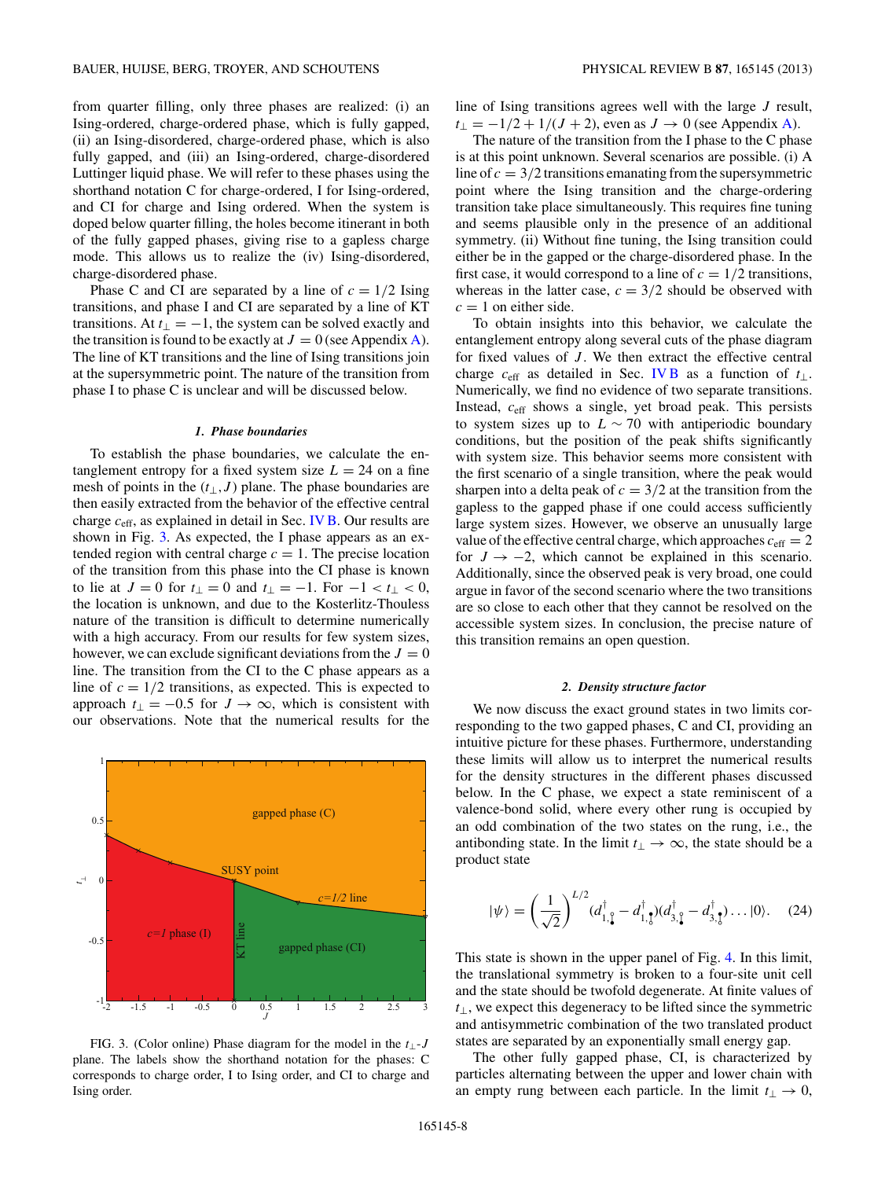from quarter filling, only three phases are realized: (i) an Ising-ordered, charge-ordered phase, which is fully gapped, (ii) an Ising-disordered, charge-ordered phase, which is also fully gapped, and (iii) an Ising-ordered, charge-disordered Luttinger liquid phase. We will refer to these phases using the shorthand notation C for charge-ordered, I for Ising-ordered, and CI for charge and Ising ordered. When the system is doped below quarter filling, the holes become itinerant in both of the fully gapped phases, giving rise to a gapless charge mode. This allows us to realize the (iv) Ising-disordered, charge-disordered phase.

Phase C and CI are separated by a line of $c = 1/2$ Ising transitions, and phase I and CI are separated by a line of KT transitions. At $t_\perp = -1$, the system can be solved exactly and the transition is found to be exactly at $J = 0$ (see Appendix A). The line of KT transitions and the line of Ising transitions join at the supersymmetric point. The nature of the transition from phase I to phase C is unclear and will be discussed below.

#### *1. Phase boundaries*

To establish the phase boundaries, we calculate the entanglement entropy for a fixed system size $L = 24$ on a fine mesh of points in the $(t_\perp, J)$ plane. The phase boundaries are then easily extracted from the behavior of the effective central charge $c_{\text{eff}}$, as explained in detail in Sec. IV B. Our results are shown in Fig. 3. As expected, the I phase appears as an extended region with central charge $c = 1$. The precise location of the transition from this phase into the CI phase is known to lie at $J = 0$ for $t_\perp = 0$ and $t_\perp = -1$. For $-1 < t_\perp < 0$, the location is unknown, and due to the Kosterlitz-Thouless nature of the transition is difficult to determine numerically with a high accuracy. From our results for few system sizes, however, we can exclude significant deviations from the $J = 0$ line. The transition from the CI to the C phase appears as a line of $c = 1/2$ transitions, as expected. This is expected to approach $t_\perp = -0.5$ for $J \to \infty$, which is consistent with our observations. Note that the numerical results for the line of Ising transitions agrees well with the large $J$ result, $t_\perp = -1/2 + 1/(J + 2)$, even as $J \to 0$ (see Appendix A).

FIG. 3. (Color online) Phase diagram for the model in the $t_\perp$-$J$ plane. The labels show the shorthand notation for the phases: C corresponds to charge order, I to Ising order, and CI to charge and Ising order.

The nature of the transition from the I phase to the C phase is at this point unknown. Several scenarios are possible. (i) A line of $c = 3/2$ transitions emanating from the supersymmetric point where the Ising transition and the charge-ordering transition take place simultaneously. This requires fine tuning and seems plausible only in the presence of an additional symmetry. (ii) Without fine tuning, the Ising transition could either be in the gapped or the charge-disordered phase. In the first case, it would correspond to a line of $c = 1/2$ transitions, whereas in the latter case, $c = 3/2$ should be observed with $c = 1$ on either side.

To obtain insights into this behavior, we calculate the entanglement entropy along several cuts of the phase diagram for fixed values of $J$. We then extract the effective central charge $c_{\text{eff}}$ as detailed in Sec. IV B as a function of $t_\perp$. Numerically, we find no evidence of two separate transitions. Instead, $c_{\text{eff}}$ shows a single, yet broad peak. This persists to system sizes up to $L \sim 70$ with antiperiodic boundary conditions, but the position of the peak shifts significantly with system size. This behavior seems more consistent with the first scenario of a single transition, where the peak would sharpen into a delta peak of $c = 3/2$ at the transition from the gapless to the gapped phase if one could access sufficiently large system sizes. However, we observe an unusually large value of the effective central charge, which approaches $c_{\text{eff}} = 2$ for $J \to -2$, which cannot be explained in this scenario. Additionally, since the observed peak is very broad, one could argue in favor of the second scenario where the two transitions are so close to each other that they cannot be resolved on the accessible system sizes. In conclusion, the precise nature of this transition remains an open question.

#### *2. Density structure factor*

We now discuss the exact ground states in two limits corresponding to the two gapped phases, C and CI, providing an intuitive picture for these phases. Furthermore, understanding these limits will allow us to interpret the numerical results for the density structures in the different phases discussed below. In the C phase, we expect a state reminiscent of a valence-bond solid, where every other rung is occupied by an odd combination of the two states on the rung, i.e., the antibonding state. In the limit $t_\perp \to \infty$, the state should be a product state

$$|\psi\rangle = \left(\frac{1}{\sqrt{2}}\right)^{L/2} (d^\dagger_{1,\circ\bullet} - d^\dagger_{1,\bullet\circ})(d^\dagger_{3,\circ\bullet} - d^\dagger_{3,\bullet\circ}) \ldots |0\rangle. \tag{24}$$

This state is shown in the upper panel of Fig. 4. In this limit, the translational symmetry is broken to a four-site unit cell and the state should be twofold degenerate. At finite values of $t_\perp$, we expect this degeneracy to be lifted since the symmetric and antisymmetric combination of the two translated product states are separated by an exponentially small energy gap.

The other fully gapped phase, CI, is characterized by particles alternating between the upper and lower chain with an empty rung between each particle. In the limit $t_\perp \to 0$,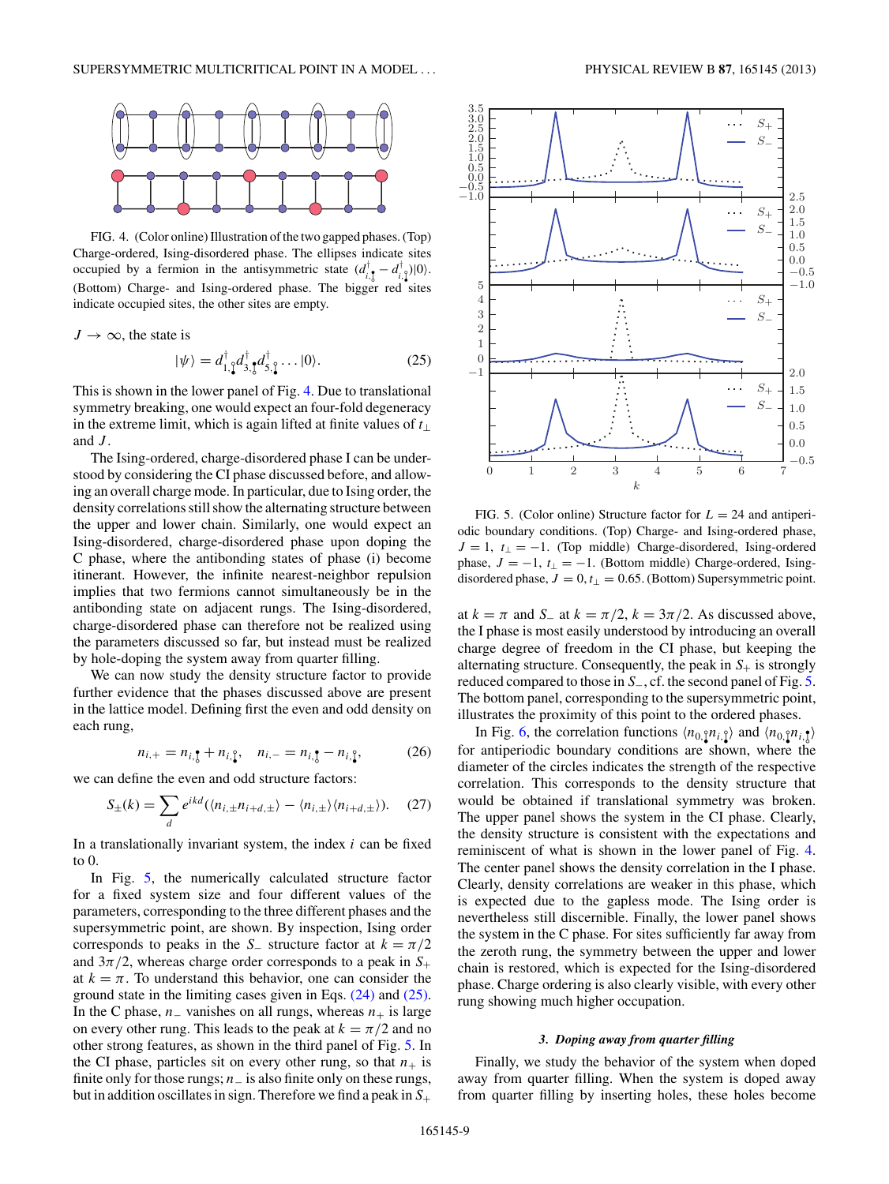FIG. 4. (Color online) Illustration of the two gapped phases. (Top) Charge-ordered, Ising-disordered phase. The ellipses indicate sites occupied by a fermion in the antisymmetric state $(d^{\dagger}_{i,\bullet} - d^{\dagger}_{i,\circ})|0\rangle$. (Bottom) Charge- and Ising-ordered phase. The bigger red sites indicate occupied sites, the other sites are empty.

$J \to \infty$, the state is

$$|\psi\rangle = d^{\dagger}_{1,\circ}d^{\dagger}_{3,\bullet}d^{\dagger}_{5,\circ}\dots|0\rangle. \tag{25}$$

This is shown in the lower panel of Fig. 4. Due to translational symmetry breaking, one would expect an four-fold degeneracy in the extreme limit, which is again lifted at finite values of $t_\perp$ and $J$.

The Ising-ordered, charge-disordered phase I can be understood by considering the CI phase discussed before, and allowing an overall charge mode. In particular, due to Ising order, the density correlations still show the alternating structure between the upper and lower chain. Similarly, one would expect an Ising-disordered, charge-disordered phase upon doping the C phase, where the antibonding states of phase (i) become itinerant. However, the infinite nearest-neighbor repulsion implies that two fermions cannot simultaneously be in the antibonding state on adjacent rungs. The Ising-disordered, charge-disordered phase can therefore not be realized using the parameters discussed so far, but instead must be realized by hole-doping the system away from quarter filling.

We can now study the density structure factor to provide further evidence that the phases discussed above are present in the lattice model. Defining first the even and odd density on each rung,

$$n_{i,+} = n_{i,\bullet} + n_{i,\circ}, \quad n_{i,-} = n_{i,\bullet} - n_{i,\circ}, \tag{26}$$

we can define the even and odd structure factors:

$$S_{\pm}(k) = \sum_d e^{ikd}(\langle n_{i,\pm}n_{i+d,\pm}\rangle - \langle n_{i,\pm}\rangle\langle n_{i+d,\pm}\rangle). \tag{27}$$

In a translationally invariant system, the index $i$ can be fixed to 0.

In Fig. 5, the numerically calculated structure factor for a fixed system size and four different values of the parameters, corresponding to the three different phases and the supersymmetric point, are shown. By inspection, Ising order corresponds to peaks in the $S_-$ structure factor at $k = \pi/2$ and $3\pi/2$, whereas charge order corresponds to a peak in $S_+$ at $k = \pi$. To understand this behavior, one can consider the ground state in the limiting cases given in Eqs. (24) and (25). In the C phase, $n_-$ vanishes on all rungs, whereas $n_+$ is large on every other rung. This leads to the peak at $k = \pi/2$ and no other strong features, as shown in the third panel of Fig. 5. In the CI phase, particles sit on every other rung, so that $n_+$ is finite only for those rungs; $n_-$ is also finite only on these rungs, but in addition oscillates in sign. Therefore we find a peak in $S_+$ at $k = \pi$ and $S_-$ at $k = \pi/2$, $k = 3\pi/2$. As discussed above, the I phase is most easily understood by introducing an overall charge degree of freedom in the CI phase, but keeping the alternating structure. Consequently, the peak in $S_+$ is strongly reduced compared to those in $S_-$, cf. the second panel of Fig. 5. The bottom panel, corresponding to the supersymmetric point, illustrates the proximity of this point to the ordered phases.

FIG. 5. (Color online) Structure factor for $L = 24$ and antiperiodic boundary conditions. (Top) Charge- and Ising-ordered phase, $J = 1$, $t_\perp = -1$. (Top middle) Charge-disordered, Ising-ordered phase, $J = -1$, $t_\perp = -1$. (Bottom middle) Charge-ordered, Ising-disordered phase, $J = 0, t_\perp = 0.65$. (Bottom) Supersymmetric point.

In Fig. 6, the correlation functions $\langle n_{0,\circ}n_{i,\circ}\rangle$ and $\langle n_{0,\circ}n_{i,\bullet}\rangle$ for antiperiodic boundary conditions are shown, where the diameter of the circles indicates the strength of the respective correlation. This corresponds to the density structure that would be obtained if translational symmetry was broken. The upper panel shows the system in the CI phase. Clearly, the density structure is consistent with the expectations and reminiscent of what is shown in the lower panel of Fig. 4. The center panel shows the density correlation in the I phase. Clearly, density correlations are weaker in this phase, which is expected due to the gapless mode. The Ising order is nevertheless still discernible. Finally, the lower panel shows the system in the C phase. For sites sufficiently far away from the zeroth rung, the symmetry between the upper and lower chain is restored, which is expected for the Ising-disordered phase. Charge ordering is also clearly visible, with every other rung showing much higher occupation.

#### *3. Doping away from quarter filling*

Finally, we study the behavior of the system when doped away from quarter filling. When the system is doped away from quarter filling by inserting holes, these holes become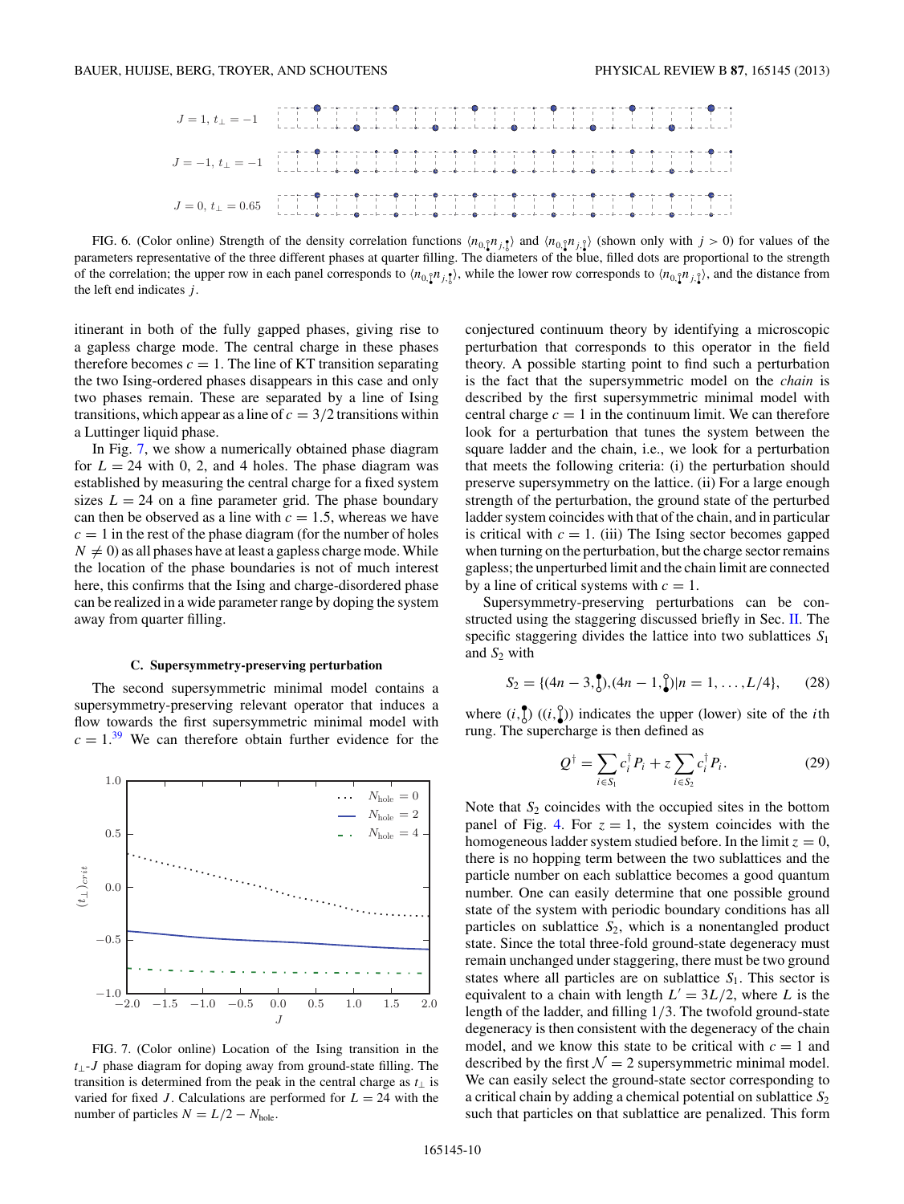FIG. 6. (Color online) Strength of the density correlation functions $\langle n_{0,\updownarrow} n_{j,\updownarrow}\rangle$ and $\langle n_{0,\updownarrow} n_{j,\updownarrow}\rangle$ (shown only with $j > 0$) for values of the parameters representative of the three different phases at quarter filling. The diameters of the blue, filled dots are proportional to the strength of the correlation; the upper row in each panel corresponds to $\langle n_{0,\updownarrow} n_{j,\updownarrow}\rangle$, while the lower row corresponds to $\langle n_{0,\updownarrow} n_{j,\updownarrow}\rangle$, and the distance from the left end indicates $j$.

itinerant in both of the fully gapped phases, giving rise to a gapless charge mode. The central charge in these phases therefore becomes $c = 1$. The line of KT transition separating the two Ising-ordered phases disappears in this case and only two phases remain. These are separated by a line of Ising transitions, which appear as a line of $c = 3/2$ transitions within a Luttinger liquid phase.

In Fig. 7, we show a numerically obtained phase diagram for $L = 24$ with 0, 2, and 4 holes. The phase diagram was established by measuring the central charge for a fixed system sizes $L = 24$ on a fine parameter grid. The phase boundary can then be observed as a line with $c = 1.5$, whereas we have $c = 1$ in the rest of the phase diagram (for the number of holes $N \neq 0$) as all phases have at least a gapless charge mode. While the location of the phase boundaries is not of much interest here, this confirms that the Ising and charge-disordered phase can be realized in a wide parameter range by doping the system away from quarter filling.

### C. Supersymmetry-preserving perturbation

The second supersymmetric minimal model contains a supersymmetry-preserving relevant operator that induces a flow towards the first supersymmetric minimal model with $c = 1$.[39] We can therefore obtain further evidence for the conjectured continuum theory by identifying a microscopic perturbation that corresponds to this operator in the field theory. A possible starting point to find such a perturbation is the fact that the supersymmetric model on the *chain* is described by the first supersymmetric minimal model with central charge $c = 1$ in the continuum limit. We can therefore look for a perturbation that tunes the system between the square ladder and the chain, i.e., we look for a perturbation that meets the following criteria: (i) the perturbation should preserve supersymmetry on the lattice. (ii) For a large enough strength of the perturbation, the ground state of the perturbed ladder system coincides with that of the chain, and in particular is critical with $c = 1$. (iii) The Ising sector becomes gapped when turning on the perturbation, but the charge sector remains gapless; the unperturbed limit and the chain limit are connected by a line of critical systems with $c = 1$.

FIG. 7. (Color online) Location of the Ising transition in the $t_\perp$-$J$ phase diagram for doping away from ground-state filling. The transition is determined from the peak in the central charge as $t_\perp$ is varied for fixed $J$. Calculations are performed for $L = 24$ with the number of particles $N = L/2 - N_{\text{hole}}$.

Supersymmetry-preserving perturbations can be constructed using the staggering discussed briefly in Sec. II. The specific staggering divides the lattice into two sublattices $S_1$ and $S_2$ with

$$S_2 = \{(4n-3,\updownarrow),(4n-1,\updownarrow) | n = 1,\ldots,L/4\}, \tag{28}$$

where $(i,\updownarrow)$ ($(i,\updownarrow)$) indicates the upper (lower) site of the $i$th rung. The supercharge is then defined as

$$Q^\dagger = \sum_{i\in S_1} c_i^\dagger P_i + z \sum_{i\in S_2} c_i^\dagger P_i. \tag{29}$$

Note that $S_2$ coincides with the occupied sites in the bottom panel of Fig. 4. For $z = 1$, the system coincides with the homogeneous ladder system studied before. In the limit $z = 0$, there is no hopping term between the two sublattices and the particle number on each sublattice becomes a good quantum number. One can easily determine that one possible ground state of the system with periodic boundary conditions has all particles on sublattice $S_2$, which is a nonentangled product state. Since the total three-fold ground-state degeneracy must remain unchanged under staggering, there must be two ground states where all particles are on sublattice $S_1$. This sector is equivalent to a chain with length $L' = 3L/2$, where $L$ is the length of the ladder, and filling $1/3$. The twofold ground-state degeneracy is then consistent with the degeneracy of the chain model, and we know this state to be critical with $c = 1$ and described by the first $\mathcal{N} = 2$ supersymmetric minimal model. We can easily select the ground-state sector corresponding to a critical chain by adding a chemical potential on sublattice $S_2$ such that particles on that sublattice are penalized. This form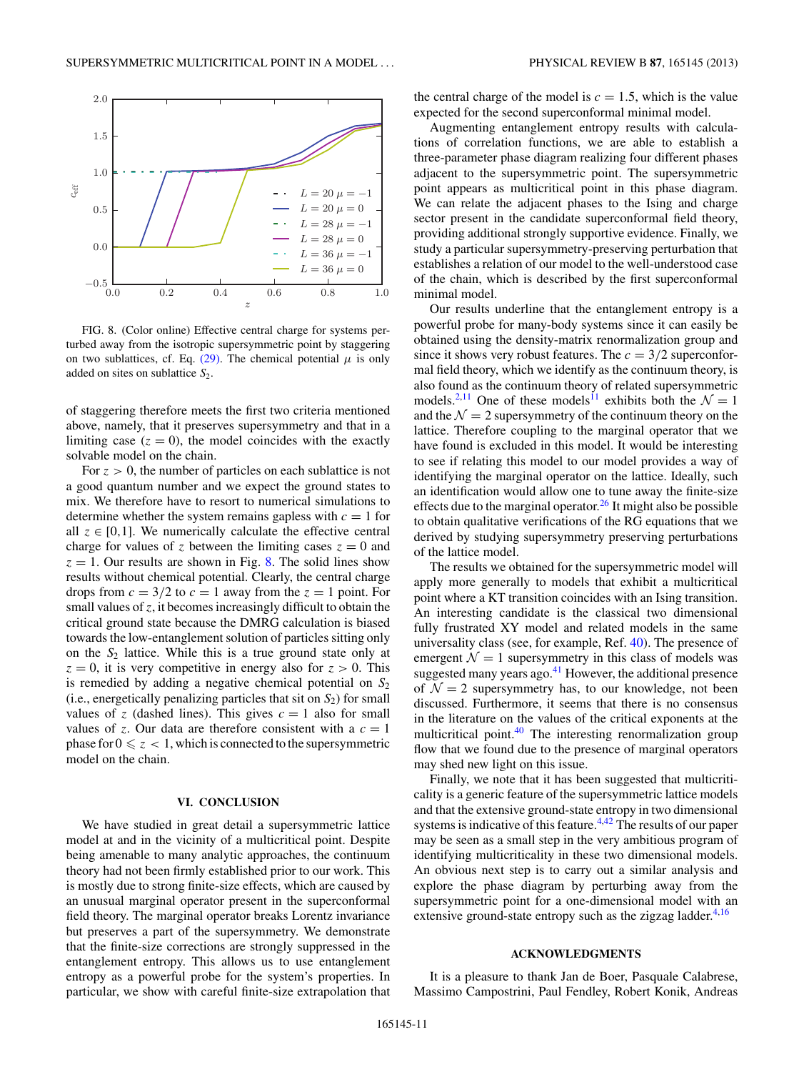FIG. 8. (Color online) Effective central charge for systems perturbed away from the isotropic supersymmetric point by staggering on two sublattices, cf. Eq. (29). The chemical potential $\mu$ is only added on sites on sublattice $S_2$.

of staggering therefore meets the first two criteria mentioned above, namely, that it preserves supersymmetry and that in a limiting case ($z = 0$), the model coincides with the exactly solvable model on the chain.

For $z > 0$, the number of particles on each sublattice is not a good quantum number and we expect the ground states to mix. We therefore have to resort to numerical simulations to determine whether the system remains gapless with $c = 1$ for all $z \in [0,1]$. We numerically calculate the effective central charge for values of $z$ between the limiting cases $z = 0$ and $z = 1$. Our results are shown in Fig. 8. The solid lines show results without chemical potential. Clearly, the central charge drops from $c = 3/2$ to $c = 1$ away from the $z = 1$ point. For small values of $z$, it becomes increasingly difficult to obtain the critical ground state because the DMRG calculation is biased towards the low-entanglement solution of particles sitting only on the $S_2$ lattice. While this is a true ground state only at $z = 0$, it is very competitive in energy also for $z > 0$. This is remedied by adding a negative chemical potential on $S_2$ (i.e., energetically penalizing particles that sit on $S_2$) for small values of $z$ (dashed lines). This gives $c = 1$ also for small values of $z$. Our data are therefore consistent with a $c = 1$ phase for $0 \leqslant z < 1$, which is connected to the supersymmetric model on the chain.

## VI. CONCLUSION

We have studied in great detail a supersymmetric lattice model at and in the vicinity of a multicritical point. Despite being amenable to many analytic approaches, the continuum theory had not been firmly established prior to our work. This is mostly due to strong finite-size effects, which are caused by an unusual marginal operator present in the superconformal field theory. The marginal operator breaks Lorentz invariance but preserves a part of the supersymmetry. We demonstrate that the finite-size corrections are strongly suppressed in the entanglement entropy. This allows us to use entanglement entropy as a powerful probe for the system's properties. In particular, we show with careful finite-size extrapolation that the central charge of the model is $c = 1.5$, which is the value expected for the second superconformal minimal model.

Augmenting entanglement entropy results with calculations of correlation functions, we are able to establish a three-parameter phase diagram realizing four different phases adjacent to the supersymmetric point. The supersymmetric point appears as multicritical point in this phase diagram. We can relate the adjacent phases to the Ising and charge sector present in the candidate superconformal field theory, providing additional strongly supportive evidence. Finally, we study a particular supersymmetry-preserving perturbation that establishes a relation of our model to the well-understood case of the chain, which is described by the first superconformal minimal model.

Our results underline that the entanglement entropy is a powerful probe for many-body systems since it can easily be obtained using the density-matrix renormalization group and since it shows very robust features. The $c = 3/2$ superconformal field theory, which we identify as the continuum theory, is also found as the continuum theory of related supersymmetric models.[2,11] One of these models[11] exhibits both the $\mathcal{N} = 1$ and the $\mathcal{N} = 2$ supersymmetry of the continuum theory on the lattice. Therefore coupling to the marginal operator that we have found is excluded in this model. It would be interesting to see if relating this model to our model provides a way of identifying the marginal operator on the lattice. Ideally, such an identification would allow one to tune away the finite-size effects due to the marginal operator.[26] It might also be possible to obtain qualitative verifications of the RG equations that we derived by studying supersymmetry preserving perturbations of the lattice model.

The results we obtained for the supersymmetric model will apply more generally to models that exhibit a multicritical point where a KT transition coincides with an Ising transition. An interesting candidate is the classical two dimensional fully frustrated XY model and related models in the same universality class (see, for example, Ref. 40). The presence of emergent $\mathcal{N} = 1$ supersymmetry in this class of models was suggested many years ago.[41] However, the additional presence of $\mathcal{N} = 2$ supersymmetry has, to our knowledge, not been discussed. Furthermore, it seems that there is no consensus in the literature on the values of the critical exponents at the multicritical point.[40] The interesting renormalization group flow that we found due to the presence of marginal operators may shed new light on this issue.

Finally, we note that it has been suggested that multicriticality is a generic feature of the supersymmetric lattice models and that the extensive ground-state entropy in two dimensional systems is indicative of this feature.[4,42] The results of our paper may be seen as a small step in the very ambitious program of identifying multicriticality in these two dimensional models. An obvious next step is to carry out a similar analysis and explore the phase diagram by perturbing away from the supersymmetric point for a one-dimensional model with an extensive ground-state entropy such as the zigzag ladder.[4,16]

## ACKNOWLEDGMENTS

It is a pleasure to thank Jan de Boer, Pasquale Calabrese, Massimo Campostrini, Paul Fendley, Robert Konik, Andreas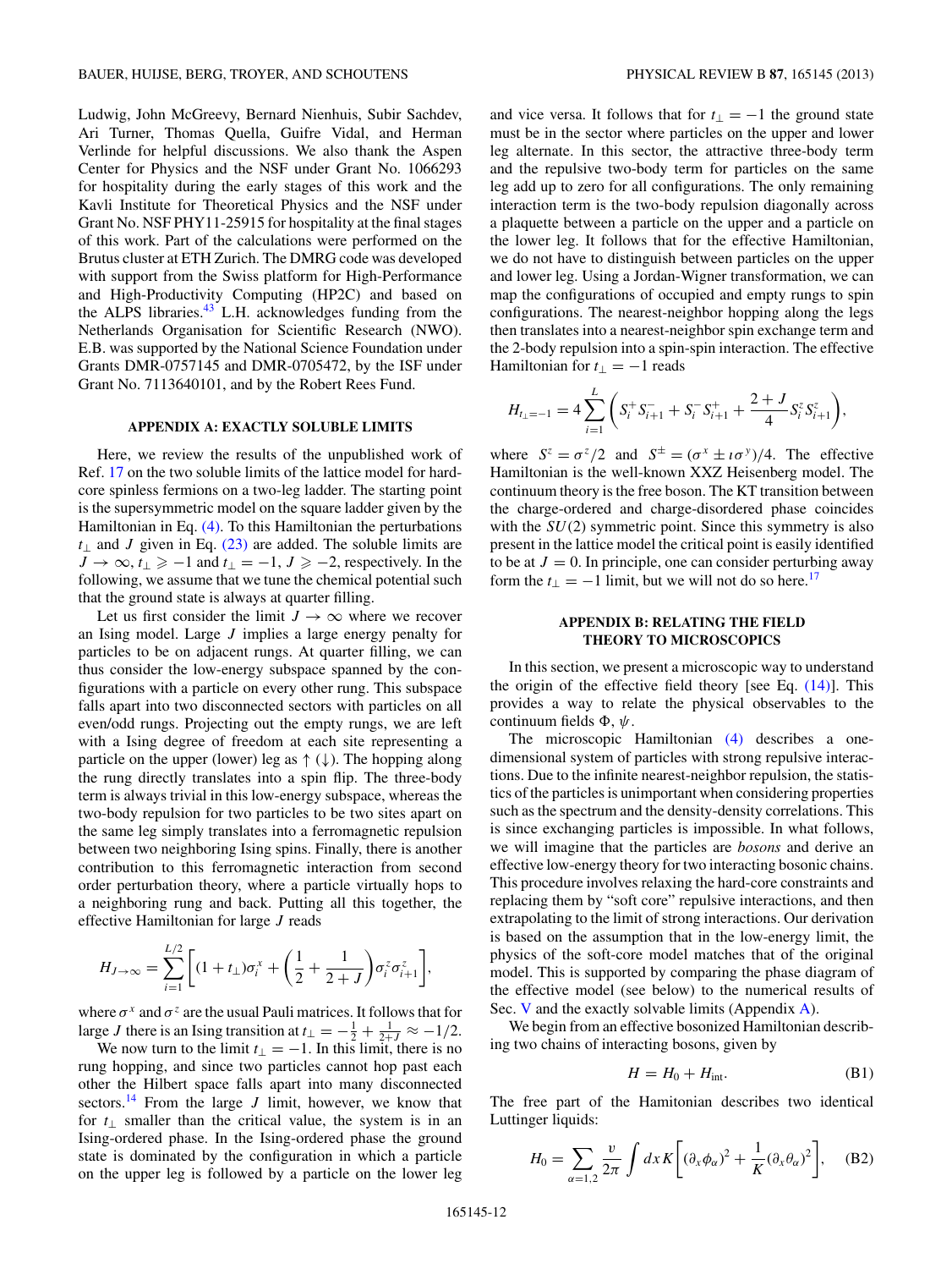Ludwig, John McGreevy, Bernard Nienhuis, Subir Sachdev, Ari Turner, Thomas Quella, Guifre Vidal, and Herman Verlinde for helpful discussions. We also thank the Aspen Center for Physics and the NSF under Grant No. 1066293 for hospitality during the early stages of this work and the Kavli Institute for Theoretical Physics and the NSF under Grant No. NSF PHY11-25915 for hospitality at the final stages of this work. Part of the calculations were performed on the Brutus cluster at ETH Zurich. The DMRG code was developed with support from the Swiss platform for High-Performance and High-Productivity Computing (HP2C) and based on the ALPS libraries.[43] L.H. acknowledges funding from the Netherlands Organisation for Scientific Research (NWO). E.B. was supported by the National Science Foundation under Grants DMR-0757145 and DMR-0705472, by the ISF under Grant No. 7113640101, and by the Robert Rees Fund.

## APPENDIX A: EXACTLY SOLUBLE LIMITS

Here, we review the results of the unpublished work of Ref. 17 on the two soluble limits of the lattice model for hard-core spinless fermions on a two-leg ladder. The starting point is the supersymmetric model on the square ladder given by the Hamiltonian in Eq. (4). To this Hamiltonian the perturbations $t_\perp$ and $J$ given in Eq. (23) are added. The soluble limits are $J \to \infty, t_\perp \geqslant -1$ and $t_\perp = -1$, $J \geqslant -2$, respectively. In the following, we assume that we tune the chemical potential such that the ground state is always at quarter filling.

Let us first consider the limit $J \to \infty$ where we recover an Ising model. Large $J$ implies a large energy penalty for particles to be on adjacent rungs. At quarter filling, we can thus consider the low-energy subspace spanned by the configurations with a particle on every other rung. This subspace falls apart into two disconnected sectors with particles on all even/odd rungs. Projecting out the empty rungs, we are left with a Ising degree of freedom at each site representing a particle on the upper (lower) leg as $\uparrow$ ($\downarrow$). The hopping along the rung directly translates into a spin flip. The three-body term is always trivial in this low-energy subspace, whereas the two-body repulsion for two particles to be two sites apart on the same leg simply translates into a ferromagnetic repulsion between two neighboring Ising spins. Finally, there is another contribution to this ferromagnetic interaction from second order perturbation theory, where a particle virtually hops to a neighboring rung and back. Putting all this together, the effective Hamiltonian for large $J$ reads

$$H_{J\to\infty} = \sum_{i=1}^{L/2} \left[ (1+t_\perp)\sigma_i^x + \left( \frac{1}{2} + \frac{1}{2+J} \right) \sigma_i^z \sigma_{i+1}^z \right],$$

where $\sigma^x$ and $\sigma^z$ are the usual Pauli matrices. It follows that for large $J$ there is an Ising transition at $t_\perp = -\frac{1}{2} + \frac{1}{2+J} \approx -1/2$.

We now turn to the limit $t_\perp = -1$. In this limit, there is no rung hopping, and since two particles cannot hop past each other the Hilbert space falls apart into many disconnected sectors.[14] From the large $J$ limit, however, we know that for $t_\perp$ smaller than the critical value, the system is in an Ising-ordered phase. In the Ising-ordered phase the ground state is dominated by the configuration in which a particle on the upper leg is followed by a particle on the lower leg and vice versa. It follows that for $t_\perp = -1$ the ground state must be in the sector where particles on the upper and lower leg alternate. In this sector, the attractive three-body term and the repulsive two-body term for particles on the same leg add up to zero for all configurations. The only remaining interaction term is the two-body repulsion diagonally across a plaquette between a particle on the upper and a particle on the lower leg. It follows that for the effective Hamiltonian, we do not have to distinguish between particles on the upper and lower leg. Using a Jordan-Wigner transformation, we can map the configurations of occupied and empty rungs to spin configurations. The nearest-neighbor hopping along the legs then translates into a nearest-neighbor spin exchange term and the 2-body repulsion into a spin-spin interaction. The effective Hamiltonian for $t_\perp = -1$ reads

$$H_{t_\perp=-1} = 4\sum_{i=1}^{L} \left( S_i^+ S_{i+1}^- + S_i^- S_{i+1}^+ + \frac{2+J}{4} S_i^z S_{i+1}^z \right),$$

where $S^z = \sigma^z/2$ and $S^\pm = (\sigma^x \pm \imath \sigma^y)/4$. The effective Hamiltonian is the well-known XXZ Heisenberg model. The continuum theory is the free boson. The KT transition between the charge-ordered and charge-disordered phase coincides with the $SU(2)$ symmetric point. Since this symmetry is also present in the lattice model the critical point is easily identified to be at $J = 0$. In principle, one can consider perturbing away form the $t_\perp = -1$ limit, but we will not do so here.[17]

## APPENDIX B: RELATING THE FIELD THEORY TO MICROSCOPICS

In this section, we present a microscopic way to understand the origin of the effective field theory [see Eq. (14)]. This provides a way to relate the physical observables to the continuum fields $\Phi, \psi$.

The microscopic Hamiltonian (4) describes a one-dimensional system of particles with strong repulsive interactions. Due to the infinite nearest-neighbor repulsion, the statistics of the particles is unimportant when considering properties such as the spectrum and the density-density correlations. This is since exchanging particles is impossible. In what follows, we will imagine that the particles are *bosons* and derive an effective low-energy theory for two interacting bosonic chains. This procedure involves relaxing the hard-core constraints and replacing them by "soft core" repulsive interactions, and then extrapolating to the limit of strong interactions. Our derivation is based on the assumption that in the low-energy limit, the physics of the soft-core model matches that of the original model. This is supported by comparing the phase diagram of the effective model (see below) to the numerical results of Sec. V and the exactly solvable limits (Appendix A).

We begin from an effective bosonized Hamiltonian describing two chains of interacting bosons, given by

$$H = H_0 + H_{\text{int}}. \tag{B1}$$

The free part of the Hamitonian describes two identical Luttinger liquids:

$$H_0 = \sum_{\alpha=1,2} \frac{v}{2\pi} \int dx\, K \left[ (\partial_x \phi_\alpha)^2 + \frac{1}{K} (\partial_x \theta_\alpha)^2 \right], \tag{B2}$$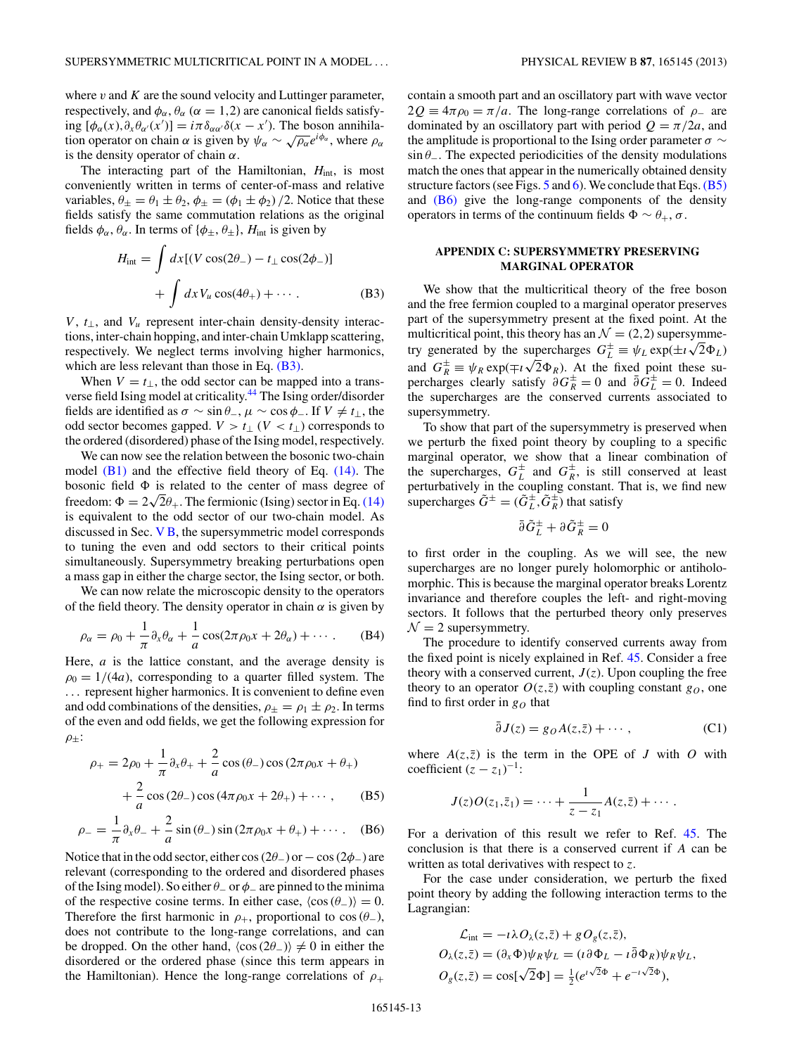where $v$ and $K$ are the sound velocity and Luttinger parameter, respectively, and $\phi_\alpha, \theta_\alpha$ $(\alpha = 1,2)$ are canonical fields satisfying $[\phi_\alpha(x), \partial_x \theta_{\alpha'}(x')] = i\pi\delta_{\alpha\alpha'}\delta(x - x')$. The boson annihilation operator on chain $\alpha$ is given by $\psi_\alpha \sim \sqrt{\rho_\alpha} e^{i\phi_\alpha}$, where $\rho_\alpha$ is the density operator of chain $\alpha$.

The interacting part of the Hamiltonian, $H_{\rm int}$, is most conveniently written in terms of center-of-mass and relative variables, $\theta_\pm = \theta_1 \pm \theta_2$, $\phi_\pm = (\phi_1 \pm \phi_2)/2$. Notice that these fields satisfy the same commutation relations as the original fields $\phi_\alpha, \theta_\alpha$. In terms of $\{\phi_\pm, \theta_\pm\}$, $H_{\rm int}$ is given by

$$
H_{\rm int} = \int dx [(V\cos(2\theta_-) - t_\perp \cos(2\phi_-)] + \int dx\, V_u \cos(4\theta_+) + \cdots . \tag{B3}
$$

$V$, $t_\perp$, and $V_u$ represent inter-chain density-density interactions, inter-chain hopping, and inter-chain Umklapp scattering, respectively. We neglect terms involving higher harmonics, which are less relevant than those in Eq. (B3).

When $V = t_\perp$, the odd sector can be mapped into a transverse field Ising model at criticality.[44] The Ising order/disorder fields are identified as $\sigma \sim \sin\theta_-$, $\mu \sim \cos\phi_-$. If $V \neq t_\perp$, the odd sector becomes gapped. $V > t_\perp$ $(V < t_\perp)$ corresponds to the ordered (disordered) phase of the Ising model, respectively.

We can now see the relation between the bosonic two-chain model (B1) and the effective field theory of Eq. (14). The bosonic field $\Phi$ is related to the center of mass degree of freedom: $\Phi = 2\sqrt{2}\theta_+$. The fermionic (Ising) sector in Eq. (14) is equivalent to the odd sector of our two-chain model. As discussed in Sec. V B, the supersymmetric model corresponds to tuning the even and odd sectors to their critical points simultaneously. Supersymmetry breaking perturbations open a mass gap in either the charge sector, the Ising sector, or both.

We can now relate the microscopic density to the operators of the field theory. The density operator in chain $\alpha$ is given by

$$
\rho_\alpha = \rho_0 + \frac{1}{\pi}\partial_x\theta_\alpha + \frac{1}{a}\cos(2\pi\rho_0 x + 2\theta_\alpha) + \cdots . \tag{B4}
$$

Here, $a$ is the lattice constant, and the average density is $\rho_0 = 1/(4a)$, corresponding to a quarter filled system. The ... represent higher harmonics. It is convenient to define even and odd combinations of the densities, $\rho_\pm = \rho_1 \pm \rho_2$. In terms of the even and odd fields, we get the following expression for $\rho_\pm$:

$$
\rho_+ = 2\rho_0 + \frac{1}{\pi}\partial_x\theta_+ + \frac{2}{a}\cos(\theta_-)\cos(2\pi\rho_0 x + \theta_+) + \frac{2}{a}\cos(2\theta_-)\cos(4\pi\rho_0 x + 2\theta_+) + \cdots , \tag{B5}
$$

$$
\rho_- = \frac{1}{\pi}\partial_x\theta_- + \frac{2}{a}\sin(\theta_-)\sin(2\pi\rho_0 x + \theta_+) + \cdots . \tag{B6}
$$

Notice that in the odd sector, either $\cos(2\theta_-)$ or $-\cos(2\phi_-)$ are relevant (corresponding to the ordered and disordered phases of the Ising model). So either $\theta_-$ or $\phi_-$ are pinned to the minima of the respective cosine terms. In either case, $\langle\cos(\theta_-)\rangle = 0$. Therefore the first harmonic in $\rho_+$, proportional to $\cos(\theta_-)$, does not contribute to the long-range correlations, and can be dropped. On the other hand, $\langle\cos(2\theta_-)\rangle \neq 0$ in either the disordered or the ordered phase (since this term appears in the Hamiltonian). Hence the long-range correlations of $\rho_+$ contain a smooth part and an oscillatory part with wave vector $2Q \equiv 4\pi\rho_0 = \pi/a$. The long-range correlations of $\rho_-$ are dominated by an oscillatory part with period $Q = \pi/2a$, and the amplitude is proportional to the Ising order parameter $\sigma \sim \sin\theta_-$. The expected periodicities of the density modulations match the ones that appear in the numerically obtained density structure factors (see Figs. 5 and 6). We conclude that Eqs. (B5) and (B6) give the long-range components of the density operators in terms of the continuum fields $\Phi \sim \theta_+, \sigma$.

## APPENDIX C: SUPERSYMMETRY PRESERVING MARGINAL OPERATOR

We show that the multicritical theory of the free boson and the free fermion coupled to a marginal operator preserves part of the supersymmetry present at the fixed point. At the multicritical point, this theory has an $\mathcal{N} = (2,2)$ supersymmetry generated by the supercharges $G_L^\pm \equiv \psi_L \exp(\pm\imath\sqrt{2}\Phi_L)$ and $G_R^\pm \equiv \psi_R \exp(\mp\imath\sqrt{2}\Phi_R)$. At the fixed point these supercharges clearly satisfy $\partial G_R^\pm = 0$ and $\bar\partial G_L^\pm = 0$. Indeed the supercharges are the conserved currents associated to supersymmetry.

To show that part of the supersymmetry is preserved when we perturb the fixed point theory by coupling to a specific marginal operator, we show that a linear combination of the supercharges, $G_L^\pm$ and $G_R^\pm$, is still conserved at least perturbatively in the coupling constant. That is, we find new supercharges $\tilde G^\pm = (\tilde G_L^\pm, \tilde G_R^\pm)$ that satisfy

$$
\bar\partial \tilde G_L^\pm + \partial \tilde G_R^\pm = 0
$$

to first order in the coupling. As we will see, the new supercharges are no longer purely holomorphic or antiholomorphic. This is because the marginal operator breaks Lorentz invariance and therefore couples the left- and right-moving sectors. It follows that the perturbed theory only preserves $\mathcal{N} = 2$ supersymmetry.

The procedure to identify conserved currents away from the fixed point is nicely explained in Ref. 45. Consider a free theory with a conserved current, $J(z)$. Upon coupling the free theory to an operator $O(z,\bar z)$ with coupling constant $g_O$, one find to first order in $g_O$ that

$$
\bar\partial J(z) = g_O A(z,\bar z) + \cdots , \tag{C1}
$$

where $A(z,\bar z)$ is the term in the OPE of $J$ with $O$ with coefficient $(z - z_1)^{-1}$:

$$
J(z) O(z_1, \bar z_1) = \cdots + \frac{1}{z - z_1} A(z,\bar z) + \cdots .
$$

For a derivation of this result we refer to Ref. 45. The conclusion is that there is a conserved current if $A$ can be written as total derivatives with respect to $z$.

For the case under consideration, we perturb the fixed point theory by adding the following interaction terms to the Lagrangian:

$$
\begin{aligned}
\mathcal{L}_{\rm int} &= -\imath\lambda O_\lambda(z,\bar z) + g O_g(z,\bar z),\\
O_\lambda(z,\bar z) &= (\partial_x\Phi)\psi_R\psi_L = (\imath\partial\Phi_L - \imath\bar\partial\Phi_R)\psi_R\psi_L,\\
O_g(z,\bar z) &= \cos[\sqrt{2}\Phi] = \tfrac{1}{2}(e^{\imath\sqrt{2}\Phi} + e^{-\imath\sqrt{2}\Phi}),
\end{aligned}
$$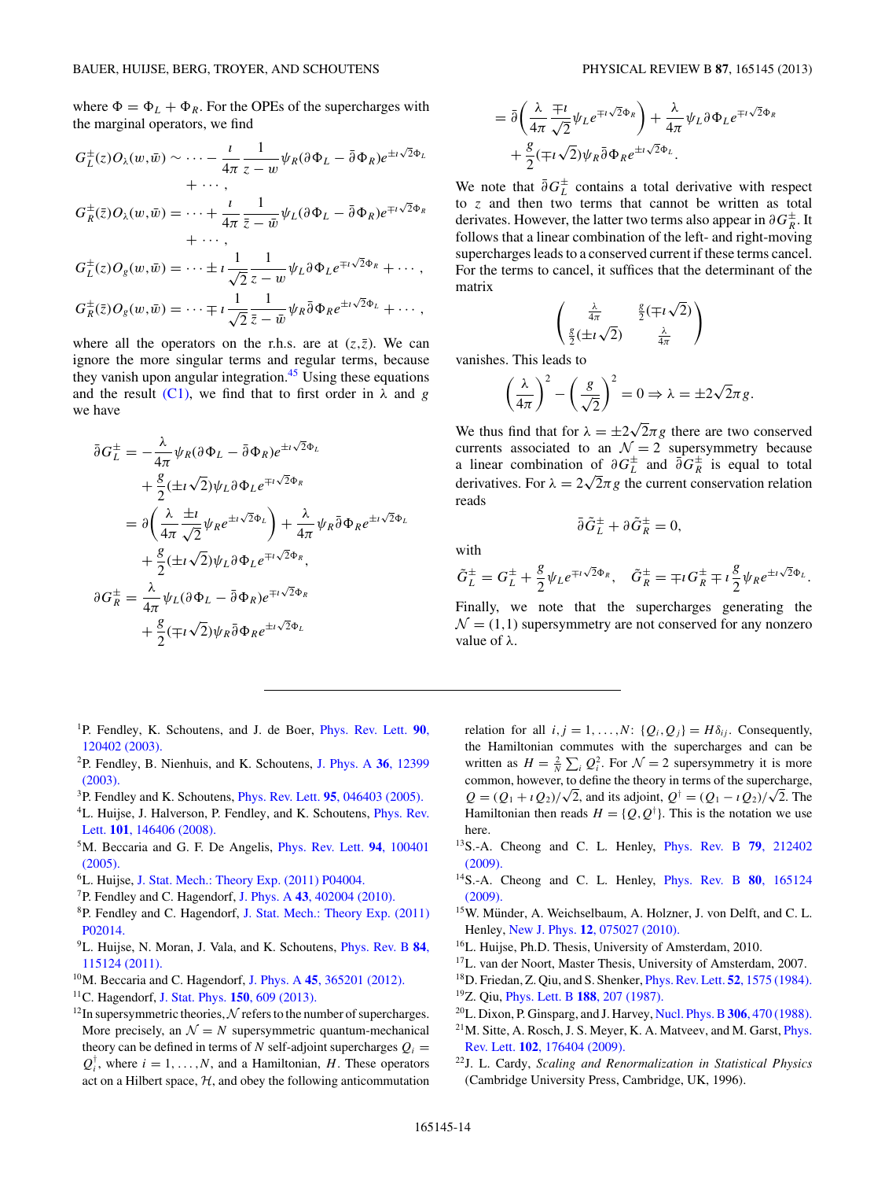where $\Phi = \Phi_L + \Phi_R$. For the OPEs of the supercharges with the marginal operators, we find

$$G_L^{\pm}(z)O_\lambda(w,\bar{w}) \sim \cdots - \frac{\imath}{4\pi}\frac{1}{z-w}\psi_R(\partial\Phi_L - \bar{\partial}\Phi_R)e^{\pm\imath\sqrt{2}\Phi_L} + \cdots,$$

$$G_R^{\pm}(\bar{z})O_\lambda(w,\bar{w}) = \cdots + \frac{\imath}{4\pi}\frac{1}{\bar{z}-\bar{w}}\psi_L(\partial\Phi_L - \bar{\partial}\Phi_R)e^{\mp\imath\sqrt{2}\Phi_R} + \cdots,$$

$$G_L^{\pm}(z)O_g(w,\bar{w}) = \cdots \pm \imath\frac{1}{\sqrt{2}}\frac{1}{z-w}\psi_L\partial\Phi_L e^{\mp\imath\sqrt{2}\Phi_R} + \cdots,$$

$$G_R^{\pm}(\bar{z})O_g(w,\bar{w}) = \cdots \mp \imath\frac{1}{\sqrt{2}}\frac{1}{\bar{z}-\bar{w}}\psi_R\bar{\partial}\Phi_R e^{\pm\imath\sqrt{2}\Phi_L} + \cdots,$$

where all the operators on the r.h.s. are at $(z,\bar{z})$. We can ignore the more singular terms and regular terms, because they vanish upon angular integration.[45] Using these equations and the result (C1), we find that to first order in $\lambda$ and $g$ we have

$$\begin{aligned}
\bar{\partial}G_L^{\pm} &= -\frac{\lambda}{4\pi}\psi_R(\partial\Phi_L - \bar{\partial}\Phi_R)e^{\pm\imath\sqrt{2}\Phi_L} \\
&\quad + \frac{g}{2}(\pm\imath\sqrt{2})\psi_L\partial\Phi_L e^{\mp\imath\sqrt{2}\Phi_R} \\
&= \partial\left(\frac{\lambda}{4\pi}\frac{\pm\imath}{\sqrt{2}}\psi_R e^{\pm\imath\sqrt{2}\Phi_L}\right) + \frac{\lambda}{4\pi}\psi_R\bar{\partial}\Phi_R e^{\pm\imath\sqrt{2}\Phi_L} \\
&\quad + \frac{g}{2}(\pm\imath\sqrt{2})\psi_L\partial\Phi_L e^{\mp\imath\sqrt{2}\Phi_R}, \\
\partial G_R^{\pm} &= \frac{\lambda}{4\pi}\psi_L(\partial\Phi_L - \bar{\partial}\Phi_R)e^{\mp\imath\sqrt{2}\Phi_R} \\
&\quad + \frac{g}{2}(\mp\imath\sqrt{2})\psi_R\bar{\partial}\Phi_R e^{\pm\imath\sqrt{2}\Phi_L} \\
&= \bar{\partial}\left(\frac{\lambda}{4\pi}\frac{\mp\imath}{\sqrt{2}}\psi_L e^{\mp\imath\sqrt{2}\Phi_R}\right) + \frac{\lambda}{4\pi}\psi_L\partial\Phi_L e^{\mp\imath\sqrt{2}\Phi_R} \\
&\quad + \frac{g}{2}(\mp\imath\sqrt{2})\psi_R\bar{\partial}\Phi_R e^{\pm\imath\sqrt{2}\Phi_L}.
\end{aligned}$$

We note that $\bar{\partial}G_L^{\pm}$ contains a total derivative with respect to $z$ and then two terms that cannot be written as total derivates. However, the latter two terms also appear in $\partial G_R^{\pm}$. It follows that a linear combination of the left- and right-moving supercharges leads to a conserved current if these terms cancel. For the terms to cancel, it suffices that the determinant of the matrix

$$\begin{pmatrix} \frac{\lambda}{4\pi} & \frac{g}{2}(\mp\imath\sqrt{2}) \\ \frac{g}{2}(\pm\imath\sqrt{2}) & \frac{\lambda}{4\pi} \end{pmatrix}$$

vanishes. This leads to

$$\left(\frac{\lambda}{4\pi}\right)^2 - \left(\frac{g}{\sqrt{2}}\right)^2 = 0 \Rightarrow \lambda = \pm 2\sqrt{2}\pi g.$$

We thus find that for $\lambda = \pm 2\sqrt{2}\pi g$ there are two conserved currents associated to an $\mathcal{N}=2$ supersymmetry because a linear combination of $\partial G_L^{\pm}$ and $\bar{\partial}G_R^{\pm}$ is equal to total derivatives. For $\lambda = 2\sqrt{2}\pi g$ the current conservation relation reads

$$\bar{\partial}\tilde{G}_L^{\pm} + \partial\tilde{G}_R^{\pm} = 0,$$

with

$$\tilde{G}_L^{\pm} = G_L^{\pm} + \frac{g}{2}\psi_L e^{\mp\imath\sqrt{2}\Phi_R}, \quad \tilde{G}_R^{\pm} = \mp\imath G_R^{\pm} \mp \imath\frac{g}{2}\psi_R e^{\pm\imath\sqrt{2}\Phi_L}.$$

Finally, we note that the supercharges generating the $\mathcal{N}=(1,1)$ supersymmetry are not conserved for any nonzero value of $\lambda$.

---

[1] P. Fendley, K. Schoutens, and J. de Boer, Phys. Rev. Lett. **90**, 120402 (2003).

[2] P. Fendley, B. Nienhuis, and K. Schoutens, J. Phys. A **36**, 12399 (2003).

[3] P. Fendley and K. Schoutens, Phys. Rev. Lett. **95**, 046403 (2005).

[4] L. Huijse, J. Halverson, P. Fendley, and K. Schoutens, Phys. Rev. Lett. **101**, 146406 (2008).

[5] M. Beccaria and G. F. De Angelis, Phys. Rev. Lett. **94**, 100401 (2005).

[6] L. Huijse, J. Stat. Mech.: Theory Exp. (2011) P04004.

[7] P. Fendley and C. Hagendorf, J. Phys. A **43**, 402004 (2010).

[8] P. Fendley and C. Hagendorf, J. Stat. Mech.: Theory Exp. (2011) P02014.

[9] L. Huijse, N. Moran, J. Vala, and K. Schoutens, Phys. Rev. B **84**, 115124 (2011).

[10] M. Beccaria and C. Hagendorf, J. Phys. A **45**, 365201 (2012).

[11] C. Hagendorf, J. Stat. Phys. **150**, 609 (2013).

[12] In supersymmetric theories, $\mathcal{N}$ refers to the number of supercharges. More precisely, an $\mathcal{N}=N$ supersymmetric quantum-mechanical theory can be defined in terms of $N$ self-adjoint supercharges $Q_i = Q_i^{\dagger}$, where $i = 1,\ldots,N$, and a Hamiltonian, $H$. These operators act on a Hilbert space, $\mathcal{H}$, and obey the following anticommutation relation for all $i,j = 1,\ldots,N$: $\{Q_i,Q_j\} = H\delta_{ij}$. Consequently, the Hamiltonian commutes with the supercharges and can be written as $H = \frac{2}{N}\sum_i Q_i^2$. For $\mathcal{N}=2$ supersymmetry it is more common, however, to define the theory in terms of the supercharge, $Q = (Q_1 + \imath Q_2)/\sqrt{2}$, and its adjoint, $Q^{\dagger} = (Q_1 - \imath Q_2)/\sqrt{2}$. The Hamiltonian then reads $H = \{Q,Q^{\dagger}\}$. This is the notation we use here.

[13] S.-A. Cheong and C. L. Henley, Phys. Rev. B **79**, 212402 (2009).

[14] S.-A. Cheong and C. L. Henley, Phys. Rev. B **80**, 165124 (2009).

[15] W. Münder, A. Weichselbaum, A. Holzner, J. von Delft, and C. L. Henley, New J. Phys. **12**, 075027 (2010).

[16] L. Huijse, Ph.D. Thesis, University of Amsterdam, 2010.

[17] L. van der Noort, Master Thesis, University of Amsterdam, 2007.

[18] D. Friedan, Z. Qiu, and S. Shenker, Phys. Rev. Lett. **52**, 1575 (1984).

[19] Z. Qiu, Phys. Lett. B **188**, 207 (1987).

[20] L. Dixon, P. Ginsparg, and J. Harvey, Nucl. Phys. B **306**, 470 (1988).

[21] M. Sitte, A. Rosch, J. S. Meyer, K. A. Matveev, and M. Garst, Phys. Rev. Lett. **102**, 176404 (2009).

[22] J. L. Cardy, *Scaling and Renormalization in Statistical Physics* (Cambridge University Press, Cambridge, UK, 1996).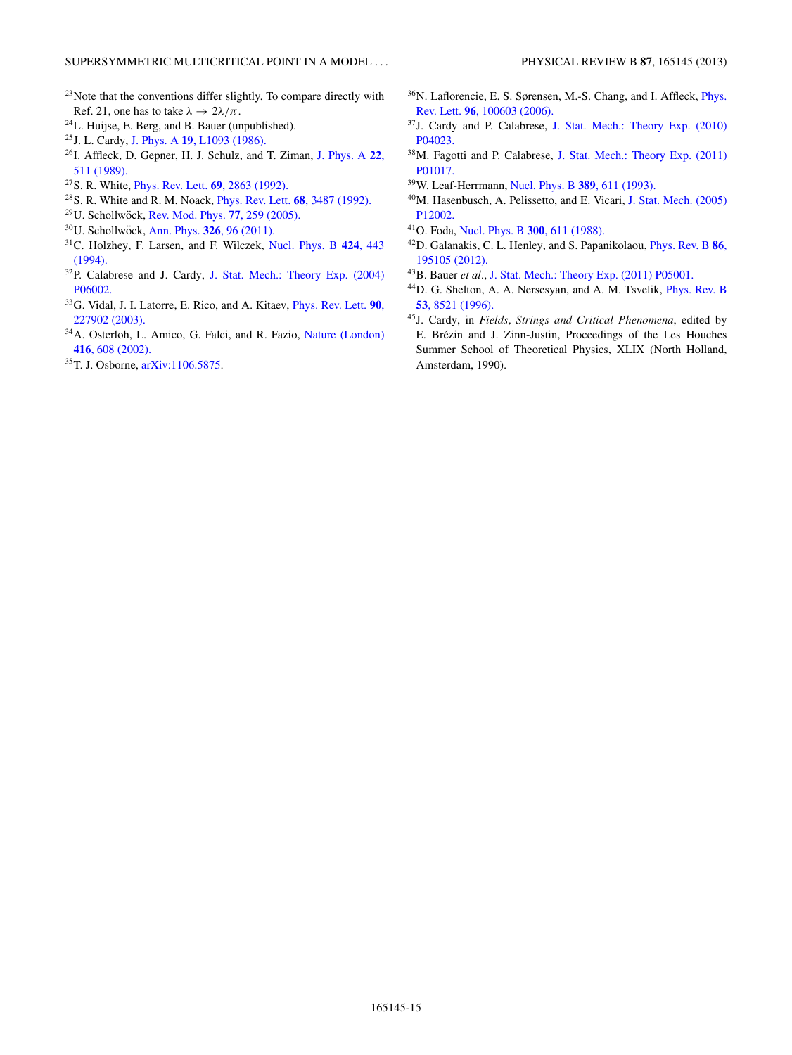[23] Note that the conventions differ slightly. To compare directly with Ref. 21, one has to take $\lambda \to 2\lambda/\pi$.

[24] L. Huijse, E. Berg, and B. Bauer (unpublished).

[25] J. L. Cardy, J. Phys. A **19**, L1093 (1986).

[26] I. Affleck, D. Gepner, H. J. Schulz, and T. Ziman, J. Phys. A **22**, 511 (1989).

[27] S. R. White, Phys. Rev. Lett. **69**, 2863 (1992).

[28] S. R. White and R. M. Noack, Phys. Rev. Lett. **68**, 3487 (1992).

[29] U. Schollwöck, Rev. Mod. Phys. **77**, 259 (2005).

[30] U. Schollwöck, Ann. Phys. **326**, 96 (2011).

[31] C. Holzhey, F. Larsen, and F. Wilczek, Nucl. Phys. B **424**, 443 (1994).

[32] P. Calabrese and J. Cardy, J. Stat. Mech.: Theory Exp. (2004) P06002.

[33] G. Vidal, J. I. Latorre, E. Rico, and A. Kitaev, Phys. Rev. Lett. **90**, 227902 (2003).

[34] A. Osterloh, L. Amico, G. Falci, and R. Fazio, Nature (London) **416**, 608 (2002).

[35] T. J. Osborne, arXiv:1106.5875.

[36] N. Laflorencie, E. S. Sørensen, M.-S. Chang, and I. Affleck, Phys. Rev. Lett. **96**, 100603 (2006).

[37] J. Cardy and P. Calabrese, J. Stat. Mech.: Theory Exp. (2010) P04023.

[38] M. Fagotti and P. Calabrese, J. Stat. Mech.: Theory Exp. (2011) P01017.

[39] W. Leaf-Herrmann, Nucl. Phys. B **389**, 611 (1993).

[40] M. Hasenbusch, A. Pelissetto, and E. Vicari, J. Stat. Mech. (2005) P12002.

[41] O. Foda, Nucl. Phys. B **300**, 611 (1988).

[42] D. Galanakis, C. L. Henley, and S. Papanikolaou, Phys. Rev. B **86**, 195105 (2012).

[43] B. Bauer *et al.*, J. Stat. Mech.: Theory Exp. (2011) P05001.

[44] D. G. Shelton, A. A. Nersesyan, and A. M. Tsvelik, Phys. Rev. B **53**, 8521 (1996).

[45] J. Cardy, in *Fields, Strings and Critical Phenomena*, edited by E. Brézin and J. Zinn-Justin, Proceedings of the Les Houches Summer School of Theoretical Physics, XLIX (North Holland, Amsterdam, 1990).